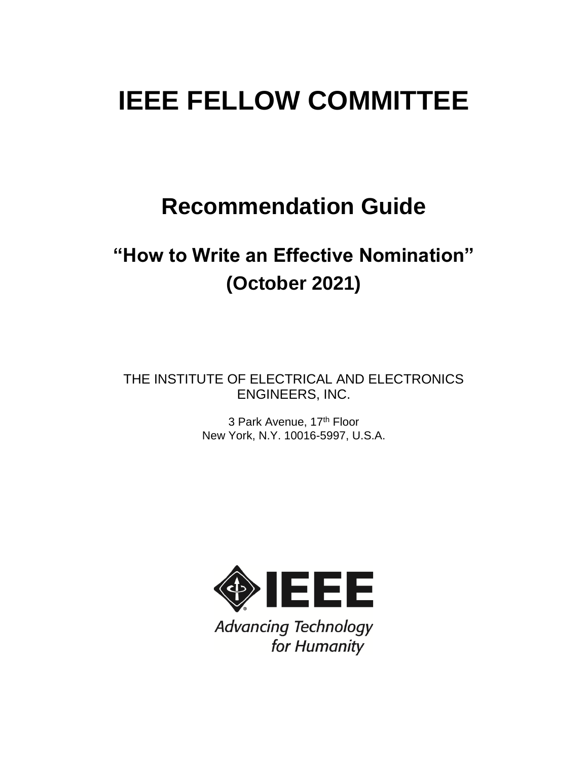# IEEE FELLOW COMMITTEE

## Recommendation Guide

### "How to Write an Effective Nomination"
### (October 2021)

THE INSTITUTE OF ELECTRICAL AND ELECTRONICS ENGINEERS, INC.

3 Park Avenue, 17th Floor
New York, N.Y. 10016-5997, U.S.A.

IEEE
Advancing Technology for Humanity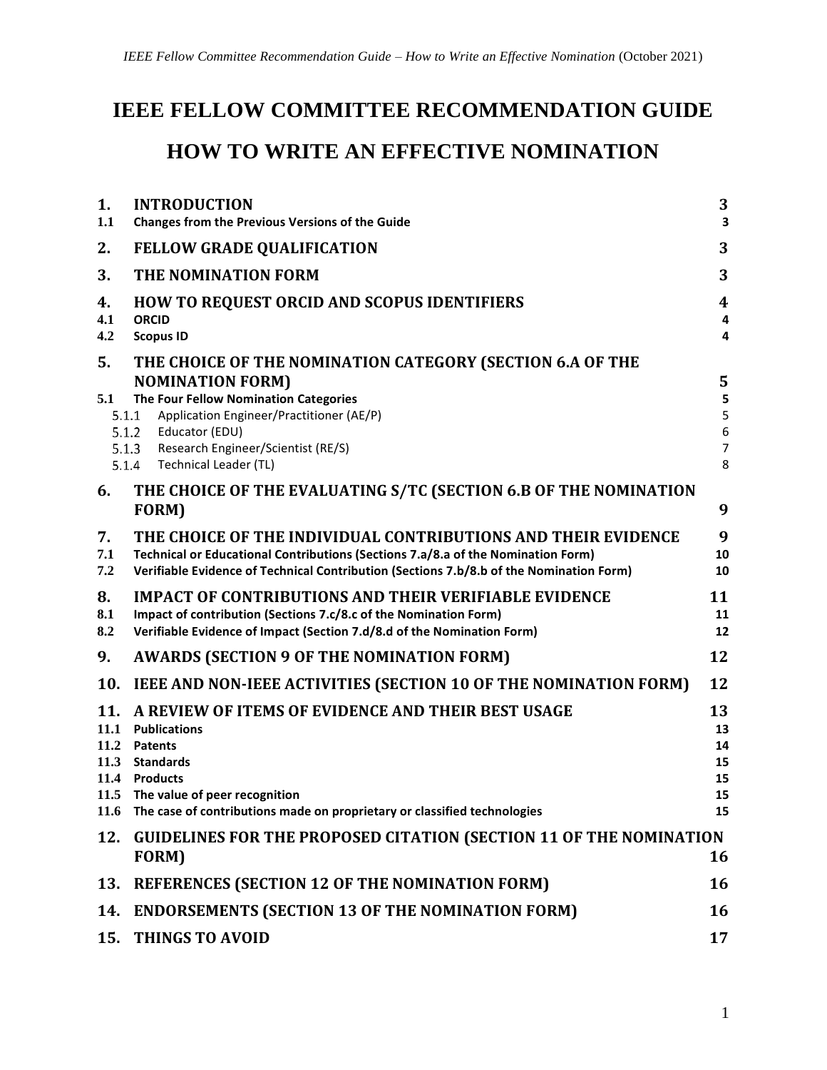# IEEE FELLOW COMMITTEE RECOMMENDATION GUIDE

# HOW TO WRITE AN EFFECTIVE NOMINATION

| | | |
|---|---|---|
| **1.** | **INTRODUCTION** | **3** |
| **1.1** | **Changes from the Previous Versions of the Guide** | **3** |
| **2.** | **FELLOW GRADE QUALIFICATION** | **3** |
| **3.** | **THE NOMINATION FORM** | **3** |
| **4.** | **HOW TO REQUEST ORCID AND SCOPUS IDENTIFIERS** | **4** |
| **4.1** | **ORCID** | **4** |
| **4.2** | **Scopus ID** | **4** |
| **5.** | **THE CHOICE OF THE NOMINATION CATEGORY (SECTION 6.A OF THE NOMINATION FORM)** | **5** |
| **5.1** | **The Four Fellow Nomination Categories** | **5** |
| 5.1.1 | Application Engineer/Practitioner (AE/P) | 5 |
| 5.1.2 | Educator (EDU) | 6 |
| 5.1.3 | Research Engineer/Scientist (RE/S) | 7 |
| 5.1.4 | Technical Leader (TL) | 8 |
| **6.** | **THE CHOICE OF THE EVALUATING S/TC (SECTION 6.B OF THE NOMINATION FORM)** | **9** |
| **7.** | **THE CHOICE OF THE INDIVIDUAL CONTRIBUTIONS AND THEIR EVIDENCE** | **9** |
| **7.1** | **Technical or Educational Contributions (Sections 7.a/8.a of the Nomination Form)** | **10** |
| **7.2** | **Verifiable Evidence of Technical Contribution (Sections 7.b/8.b of the Nomination Form)** | **10** |
| **8.** | **IMPACT OF CONTRIBUTIONS AND THEIR VERIFIABLE EVIDENCE** | **11** |
| **8.1** | **Impact of contribution (Sections 7.c/8.c of the Nomination Form)** | **11** |
| **8.2** | **Verifiable Evidence of Impact (Section 7.d/8.d of the Nomination Form)** | **12** |
| **9.** | **AWARDS (SECTION 9 OF THE NOMINATION FORM)** | **12** |
| **10.** | **IEEE AND NON-IEEE ACTIVITIES (SECTION 10 OF THE NOMINATION FORM)** | **12** |
| **11.** | **A REVIEW OF ITEMS OF EVIDENCE AND THEIR BEST USAGE** | **13** |
| **11.1** | **Publications** | **13** |
| **11.2** | **Patents** | **14** |
| **11.3** | **Standards** | **15** |
| **11.4** | **Products** | **15** |
| **11.5** | **The value of peer recognition** | **15** |
| **11.6** | **The case of contributions made on proprietary or classified technologies** | **15** |
| **12.** | **GUIDELINES FOR THE PROPOSED CITATION (SECTION 11 OF THE NOMINATION FORM)** | **16** |
| **13.** | **REFERENCES (SECTION 12 OF THE NOMINATION FORM)** | **16** |
| **14.** | **ENDORSEMENTS (SECTION 13 OF THE NOMINATION FORM)** | **16** |
| **15.** | **THINGS TO AVOID** | **17** |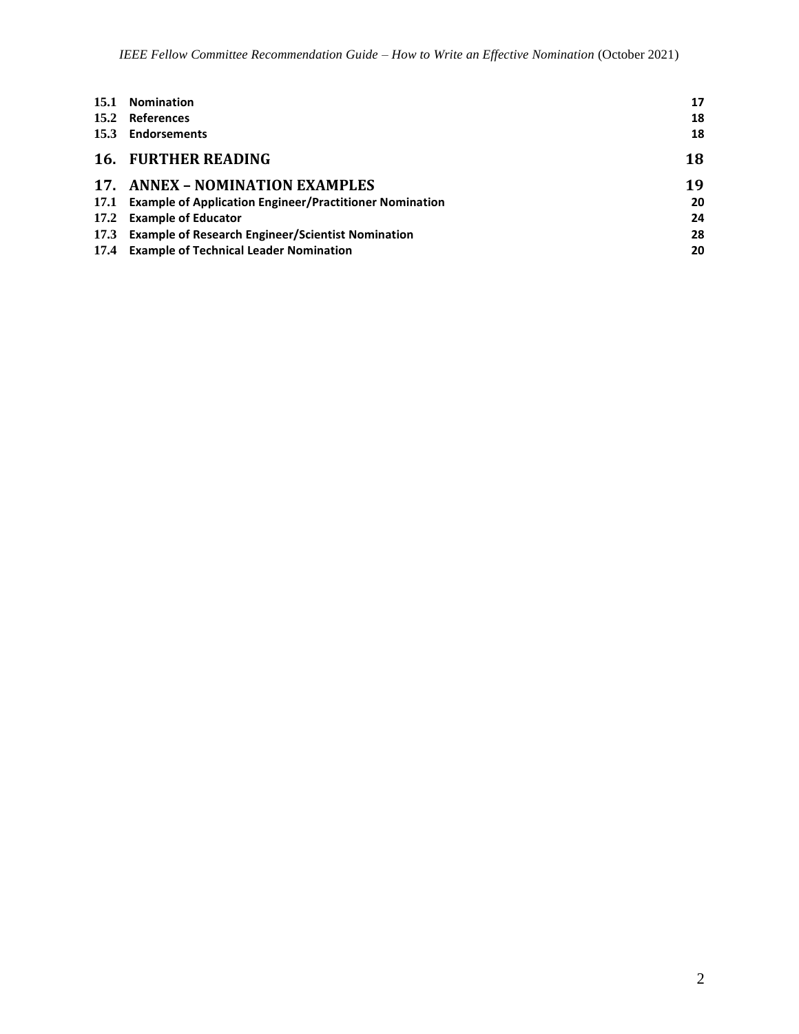| | | |
|---|---|---|
| **15.1** | **Nomination** | **17** |
| **15.2** | **References** | **18** |
| **15.3** | **Endorsements** | **18** |
| **16.** | **FURTHER READING** | **18** |
| **17.** | **ANNEX – NOMINATION EXAMPLES** | **19** |
| **17.1** | **Example of Application Engineer/Practitioner Nomination** | **20** |
| **17.2** | **Example of Educator** | **24** |
| **17.3** | **Example of Research Engineer/Scientist Nomination** | **28** |
| **17.4** | **Example of Technical Leader Nomination** | **20** |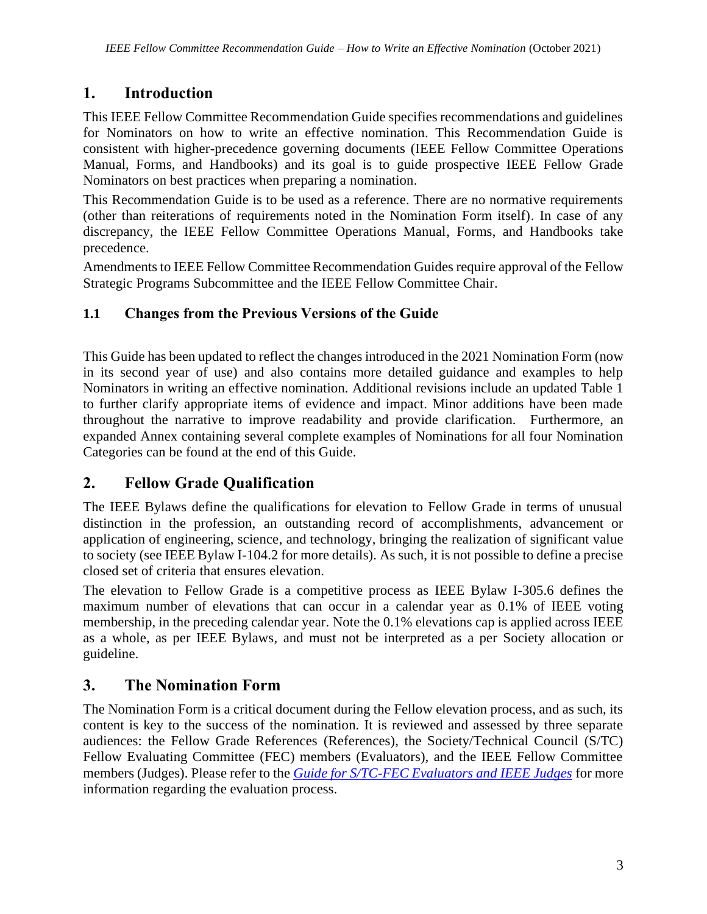# 1. Introduction

This IEEE Fellow Committee Recommendation Guide specifies recommendations and guidelines for Nominators on how to write an effective nomination. This Recommendation Guide is consistent with higher-precedence governing documents (IEEE Fellow Committee Operations Manual, Forms, and Handbooks) and its goal is to guide prospective IEEE Fellow Grade Nominators on best practices when preparing a nomination.

This Recommendation Guide is to be used as a reference. There are no normative requirements (other than reiterations of requirements noted in the Nomination Form itself). In case of any discrepancy, the IEEE Fellow Committee Operations Manual, Forms, and Handbooks take precedence.

Amendments to IEEE Fellow Committee Recommendation Guides require approval of the Fellow Strategic Programs Subcommittee and the IEEE Fellow Committee Chair.

## 1.1 Changes from the Previous Versions of the Guide

This Guide has been updated to reflect the changes introduced in the 2021 Nomination Form (now in its second year of use) and also contains more detailed guidance and examples to help Nominators in writing an effective nomination. Additional revisions include an updated Table 1 to further clarify appropriate items of evidence and impact. Minor additions have been made throughout the narrative to improve readability and provide clarification. Furthermore, an expanded Annex containing several complete examples of Nominations for all four Nomination Categories can be found at the end of this Guide.

# 2. Fellow Grade Qualification

The IEEE Bylaws define the qualifications for elevation to Fellow Grade in terms of unusual distinction in the profession, an outstanding record of accomplishments, advancement or application of engineering, science, and technology, bringing the realization of significant value to society (see IEEE Bylaw I-104.2 for more details). As such, it is not possible to define a precise closed set of criteria that ensures elevation.

The elevation to Fellow Grade is a competitive process as IEEE Bylaw I-305.6 defines the maximum number of elevations that can occur in a calendar year as 0.1% of IEEE voting membership, in the preceding calendar year. Note the 0.1% elevations cap is applied across IEEE as a whole, as per IEEE Bylaws, and must not be interpreted as a per Society allocation or guideline.

# 3. The Nomination Form

The Nomination Form is a critical document during the Fellow elevation process, and as such, its content is key to the success of the nomination. It is reviewed and assessed by three separate audiences: the Fellow Grade References (References), the Society/Technical Council (S/TC) Fellow Evaluating Committee (FEC) members (Evaluators), and the IEEE Fellow Committee members (Judges). Please refer to the *Guide for S/TC-FEC Evaluators and IEEE Judges* for more information regarding the evaluation process.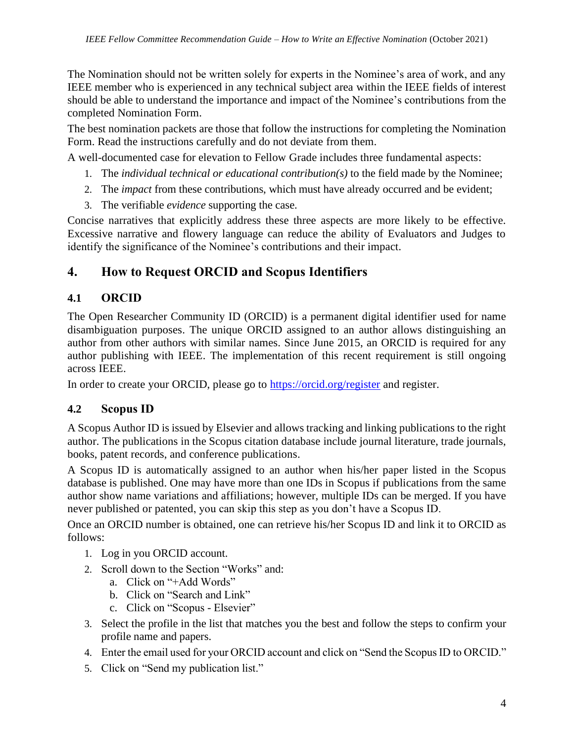The Nomination should not be written solely for experts in the Nominee's area of work, and any IEEE member who is experienced in any technical subject area within the IEEE fields of interest should be able to understand the importance and impact of the Nominee's contributions from the completed Nomination Form.

The best nomination packets are those that follow the instructions for completing the Nomination Form. Read the instructions carefully and do not deviate from them.

A well-documented case for elevation to Fellow Grade includes three fundamental aspects:

1. The *individual technical or educational contribution(s)* to the field made by the Nominee;
2. The *impact* from these contributions, which must have already occurred and be evident;
3. The verifiable *evidence* supporting the case.

Concise narratives that explicitly address these three aspects are more likely to be effective. Excessive narrative and flowery language can reduce the ability of Evaluators and Judges to identify the significance of the Nominee's contributions and their impact.

## 4. How to Request ORCID and Scopus Identifiers

### 4.1 ORCID

The Open Researcher Community ID (ORCID) is a permanent digital identifier used for name disambiguation purposes. The unique ORCID assigned to an author allows distinguishing an author from other authors with similar names. Since June 2015, an ORCID is required for any author publishing with IEEE. The implementation of this recent requirement is still ongoing across IEEE.

In order to create your ORCID, please go to [https://orcid.org/register](https://orcid.org/register) and register.

### 4.2 Scopus ID

A Scopus Author ID is issued by Elsevier and allows tracking and linking publications to the right author. The publications in the Scopus citation database include journal literature, trade journals, books, patent records, and conference publications.

A Scopus ID is automatically assigned to an author when his/her paper listed in the Scopus database is published. One may have more than one IDs in Scopus if publications from the same author show name variations and affiliations; however, multiple IDs can be merged. If you have never published or patented, you can skip this step as you don't have a Scopus ID.

Once an ORCID number is obtained, one can retrieve his/her Scopus ID and link it to ORCID as follows:

1. Log in you ORCID account.
2. Scroll down to the Section "Works" and:
   a. Click on "+Add Words"
   b. Click on "Search and Link"
   c. Click on "Scopus - Elsevier"
3. Select the profile in the list that matches you the best and follow the steps to confirm your profile name and papers.
4. Enter the email used for your ORCID account and click on "Send the Scopus ID to ORCID."
5. Click on "Send my publication list."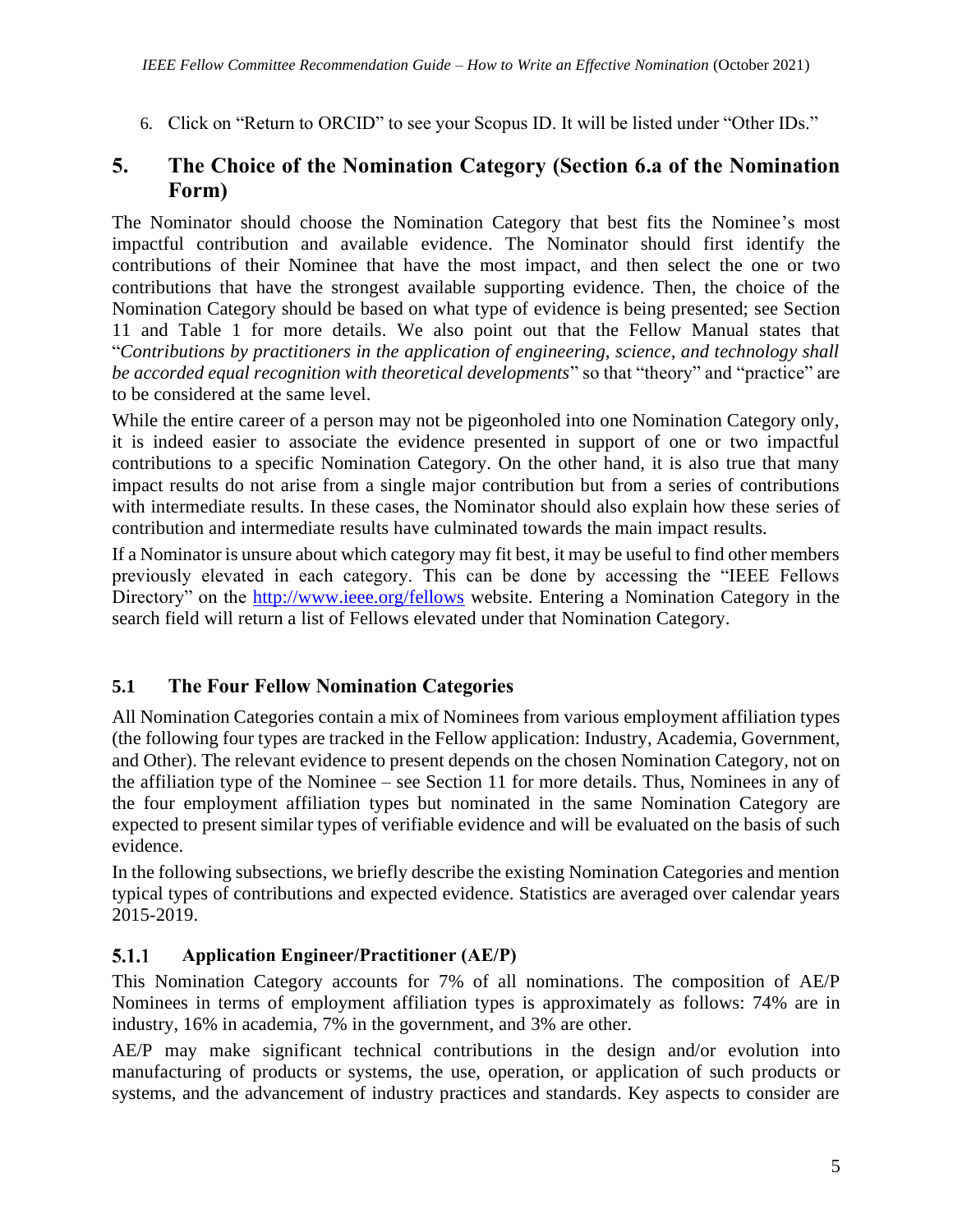6. Click on "Return to ORCID" to see your Scopus ID. It will be listed under "Other IDs."

# 5. The Choice of the Nomination Category (Section 6.a of the Nomination Form)

The Nominator should choose the Nomination Category that best fits the Nominee's most impactful contribution and available evidence. The Nominator should first identify the contributions of their Nominee that have the most impact, and then select the one or two contributions that have the strongest available supporting evidence. Then, the choice of the Nomination Category should be based on what type of evidence is being presented; see Section 11 and Table 1 for more details. We also point out that the Fellow Manual states that "*Contributions by practitioners in the application of engineering, science, and technology shall be accorded equal recognition with theoretical developments*" so that "theory" and "practice" are to be considered at the same level.

While the entire career of a person may not be pigeonholed into one Nomination Category only, it is indeed easier to associate the evidence presented in support of one or two impactful contributions to a specific Nomination Category. On the other hand, it is also true that many impact results do not arise from a single major contribution but from a series of contributions with intermediate results. In these cases, the Nominator should also explain how these series of contribution and intermediate results have culminated towards the main impact results.

If a Nominator is unsure about which category may fit best, it may be useful to find other members previously elevated in each category. This can be done by accessing the "IEEE Fellows Directory" on the http://www.ieee.org/fellows website. Entering a Nomination Category in the search field will return a list of Fellows elevated under that Nomination Category.

## 5.1 The Four Fellow Nomination Categories

All Nomination Categories contain a mix of Nominees from various employment affiliation types (the following four types are tracked in the Fellow application: Industry, Academia, Government, and Other). The relevant evidence to present depends on the chosen Nomination Category, not on the affiliation type of the Nominee – see Section 11 for more details. Thus, Nominees in any of the four employment affiliation types but nominated in the same Nomination Category are expected to present similar types of verifiable evidence and will be evaluated on the basis of such evidence.

In the following subsections, we briefly describe the existing Nomination Categories and mention typical types of contributions and expected evidence. Statistics are averaged over calendar years 2015-2019.

### 5.1.1 Application Engineer/Practitioner (AE/P)

This Nomination Category accounts for 7% of all nominations. The composition of AE/P Nominees in terms of employment affiliation types is approximately as follows: 74% are in industry, 16% in academia, 7% in the government, and 3% are other.

AE/P may make significant technical contributions in the design and/or evolution into manufacturing of products or systems, the use, operation, or application of such products or systems, and the advancement of industry practices and standards. Key aspects to consider are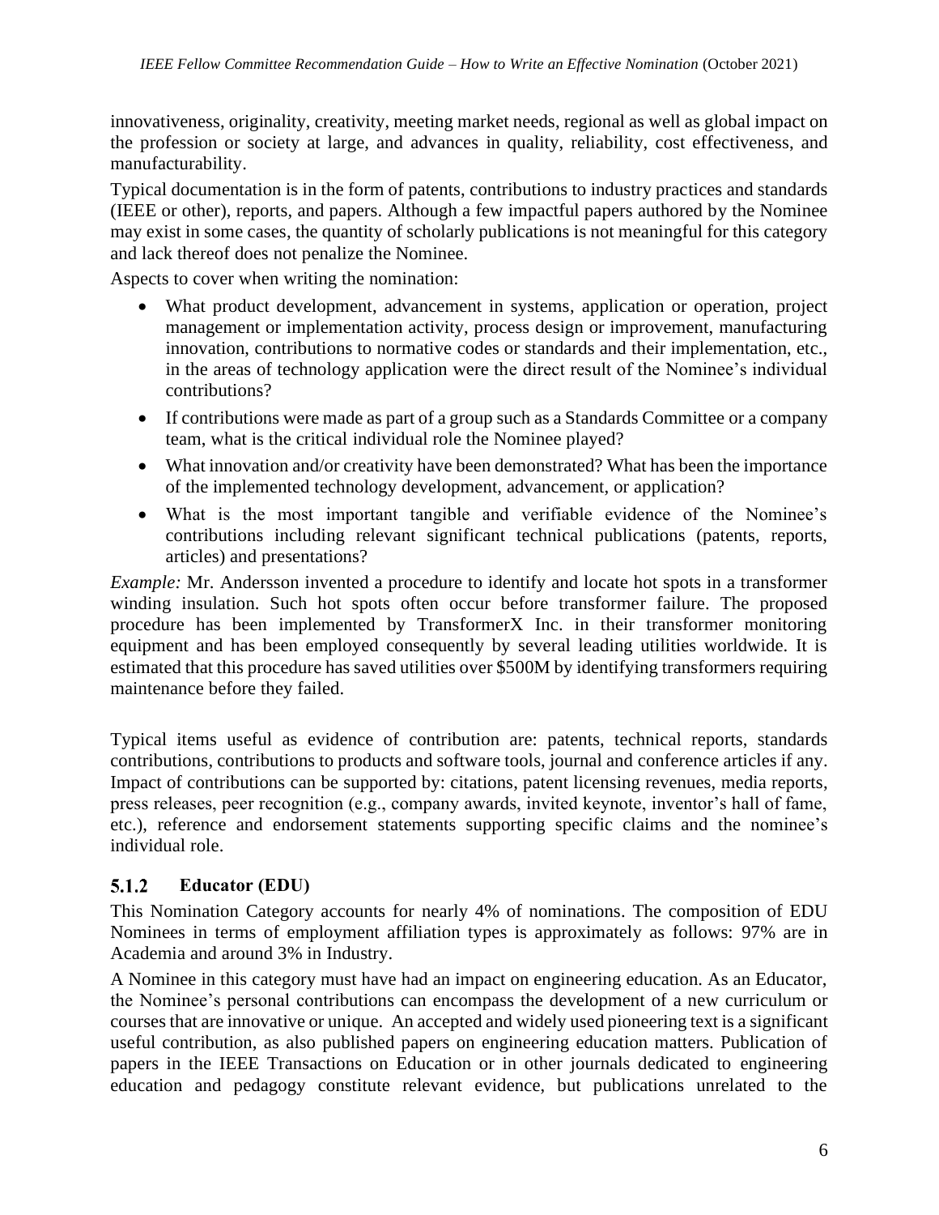innovativeness, originality, creativity, meeting market needs, regional as well as global impact on the profession or society at large, and advances in quality, reliability, cost effectiveness, and manufacturability.

Typical documentation is in the form of patents, contributions to industry practices and standards (IEEE or other), reports, and papers. Although a few impactful papers authored by the Nominee may exist in some cases, the quantity of scholarly publications is not meaningful for this category and lack thereof does not penalize the Nominee.

Aspects to cover when writing the nomination:

- What product development, advancement in systems, application or operation, project management or implementation activity, process design or improvement, manufacturing innovation, contributions to normative codes or standards and their implementation, etc., in the areas of technology application were the direct result of the Nominee's individual contributions?
- If contributions were made as part of a group such as a Standards Committee or a company team, what is the critical individual role the Nominee played?
- What innovation and/or creativity have been demonstrated? What has been the importance of the implemented technology development, advancement, or application?
- What is the most important tangible and verifiable evidence of the Nominee's contributions including relevant significant technical publications (patents, reports, articles) and presentations?

*Example:* Mr. Andersson invented a procedure to identify and locate hot spots in a transformer winding insulation. Such hot spots often occur before transformer failure. The proposed procedure has been implemented by TransformerX Inc. in their transformer monitoring equipment and has been employed consequently by several leading utilities worldwide. It is estimated that this procedure has saved utilities over $500M by identifying transformers requiring maintenance before they failed.

Typical items useful as evidence of contribution are: patents, technical reports, standards contributions, contributions to products and software tools, journal and conference articles if any. Impact of contributions can be supported by: citations, patent licensing revenues, media reports, press releases, peer recognition (e.g., company awards, invited keynote, inventor's hall of fame, etc.), reference and endorsement statements supporting specific claims and the nominee's individual role.

### 5.1.2 Educator (EDU)

This Nomination Category accounts for nearly 4% of nominations. The composition of EDU Nominees in terms of employment affiliation types is approximately as follows: 97% are in Academia and around 3% in Industry.

A Nominee in this category must have had an impact on engineering education. As an Educator, the Nominee's personal contributions can encompass the development of a new curriculum or courses that are innovative or unique. An accepted and widely used pioneering text is a significant useful contribution, as also published papers on engineering education matters. Publication of papers in the IEEE Transactions on Education or in other journals dedicated to engineering education and pedagogy constitute relevant evidence, but publications unrelated to the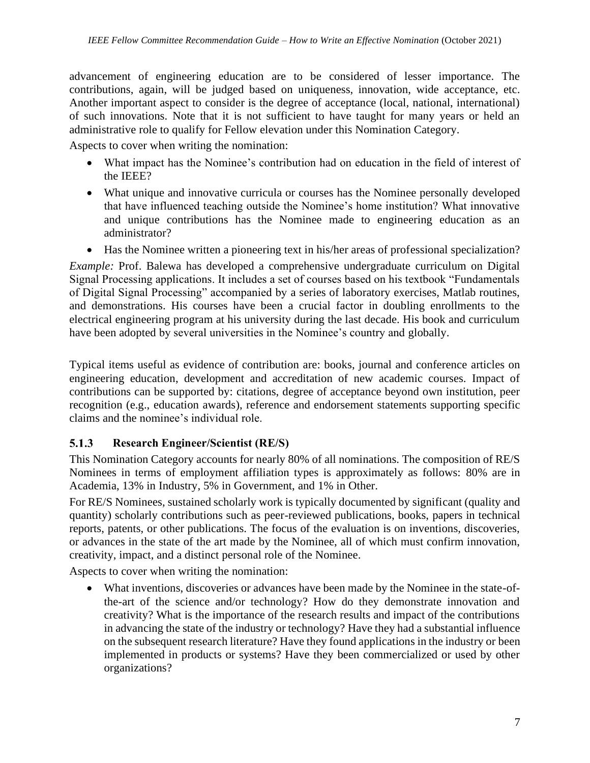advancement of engineering education are to be considered of lesser importance. The contributions, again, will be judged based on uniqueness, innovation, wide acceptance, etc. Another important aspect to consider is the degree of acceptance (local, national, international) of such innovations. Note that it is not sufficient to have taught for many years or held an administrative role to qualify for Fellow elevation under this Nomination Category.

Aspects to cover when writing the nomination:

- What impact has the Nominee's contribution had on education in the field of interest of the IEEE?
- What unique and innovative curricula or courses has the Nominee personally developed that have influenced teaching outside the Nominee's home institution? What innovative and unique contributions has the Nominee made to engineering education as an administrator?
- Has the Nominee written a pioneering text in his/her areas of professional specialization?

*Example:* Prof. Balewa has developed a comprehensive undergraduate curriculum on Digital Signal Processing applications. It includes a set of courses based on his textbook "Fundamentals of Digital Signal Processing" accompanied by a series of laboratory exercises, Matlab routines, and demonstrations. His courses have been a crucial factor in doubling enrollments to the electrical engineering program at his university during the last decade. His book and curriculum have been adopted by several universities in the Nominee's country and globally.

Typical items useful as evidence of contribution are: books, journal and conference articles on engineering education, development and accreditation of new academic courses. Impact of contributions can be supported by: citations, degree of acceptance beyond own institution, peer recognition (e.g., education awards), reference and endorsement statements supporting specific claims and the nominee's individual role.

### 5.1.3 Research Engineer/Scientist (RE/S)

This Nomination Category accounts for nearly 80% of all nominations. The composition of RE/S Nominees in terms of employment affiliation types is approximately as follows: 80% are in Academia, 13% in Industry, 5% in Government, and 1% in Other.

For RE/S Nominees, sustained scholarly work is typically documented by significant (quality and quantity) scholarly contributions such as peer-reviewed publications, books, papers in technical reports, patents, or other publications. The focus of the evaluation is on inventions, discoveries, or advances in the state of the art made by the Nominee, all of which must confirm innovation, creativity, impact, and a distinct personal role of the Nominee.

Aspects to cover when writing the nomination:

- What inventions, discoveries or advances have been made by the Nominee in the state-of-the-art of the science and/or technology? How do they demonstrate innovation and creativity? What is the importance of the research results and impact of the contributions in advancing the state of the industry or technology? Have they had a substantial influence on the subsequent research literature? Have they found applications in the industry or been implemented in products or systems? Have they been commercialized or used by other organizations?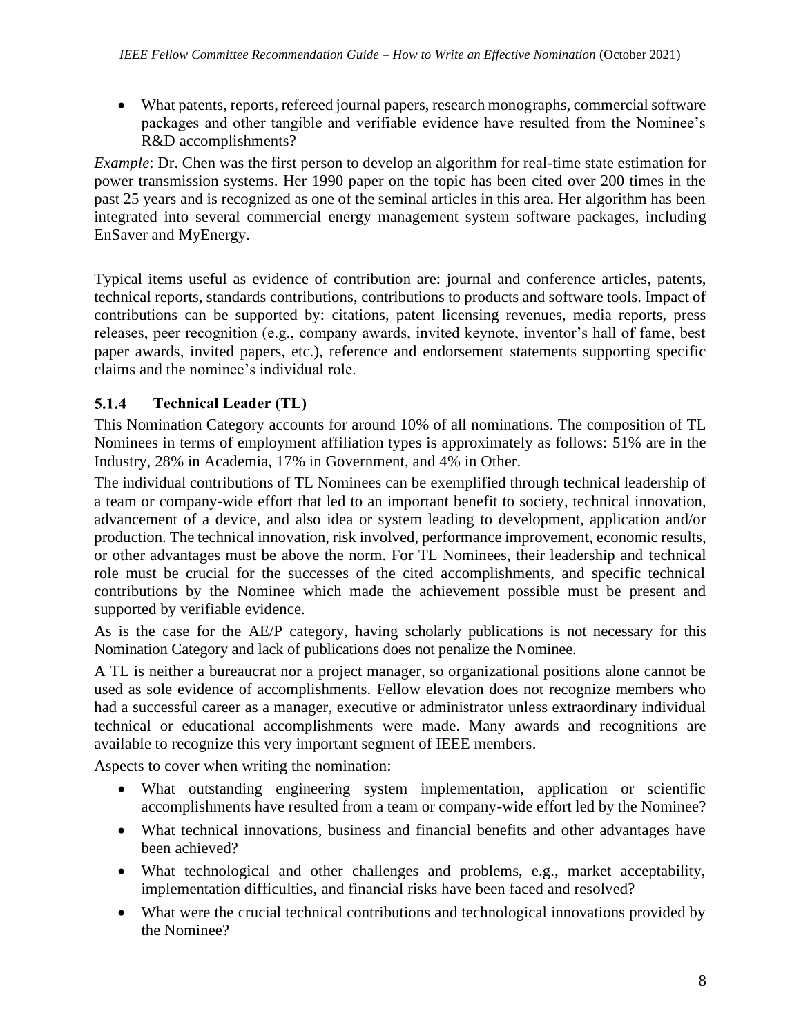- What patents, reports, refereed journal papers, research monographs, commercial software packages and other tangible and verifiable evidence have resulted from the Nominee's R&D accomplishments?

*Example*: Dr. Chen was the first person to develop an algorithm for real-time state estimation for power transmission systems. Her 1990 paper on the topic has been cited over 200 times in the past 25 years and is recognized as one of the seminal articles in this area. Her algorithm has been integrated into several commercial energy management system software packages, including EnSaver and MyEnergy.

Typical items useful as evidence of contribution are: journal and conference articles, patents, technical reports, standards contributions, contributions to products and software tools. Impact of contributions can be supported by: citations, patent licensing revenues, media reports, press releases, peer recognition (e.g., company awards, invited keynote, inventor's hall of fame, best paper awards, invited papers, etc.), reference and endorsement statements supporting specific claims and the nominee's individual role.

### 5.1.4 Technical Leader (TL)

This Nomination Category accounts for around 10% of all nominations. The composition of TL Nominees in terms of employment affiliation types is approximately as follows: 51% are in the Industry, 28% in Academia, 17% in Government, and 4% in Other.

The individual contributions of TL Nominees can be exemplified through technical leadership of a team or company-wide effort that led to an important benefit to society, technical innovation, advancement of a device, and also idea or system leading to development, application and/or production. The technical innovation, risk involved, performance improvement, economic results, or other advantages must be above the norm. For TL Nominees, their leadership and technical role must be crucial for the successes of the cited accomplishments, and specific technical contributions by the Nominee which made the achievement possible must be present and supported by verifiable evidence.

As is the case for the AE/P category, having scholarly publications is not necessary for this Nomination Category and lack of publications does not penalize the Nominee.

A TL is neither a bureaucrat nor a project manager, so organizational positions alone cannot be used as sole evidence of accomplishments. Fellow elevation does not recognize members who had a successful career as a manager, executive or administrator unless extraordinary individual technical or educational accomplishments were made. Many awards and recognitions are available to recognize this very important segment of IEEE members.

Aspects to cover when writing the nomination:

- What outstanding engineering system implementation, application or scientific accomplishments have resulted from a team or company-wide effort led by the Nominee?
- What technical innovations, business and financial benefits and other advantages have been achieved?
- What technological and other challenges and problems, e.g., market acceptability, implementation difficulties, and financial risks have been faced and resolved?
- What were the crucial technical contributions and technological innovations provided by the Nominee?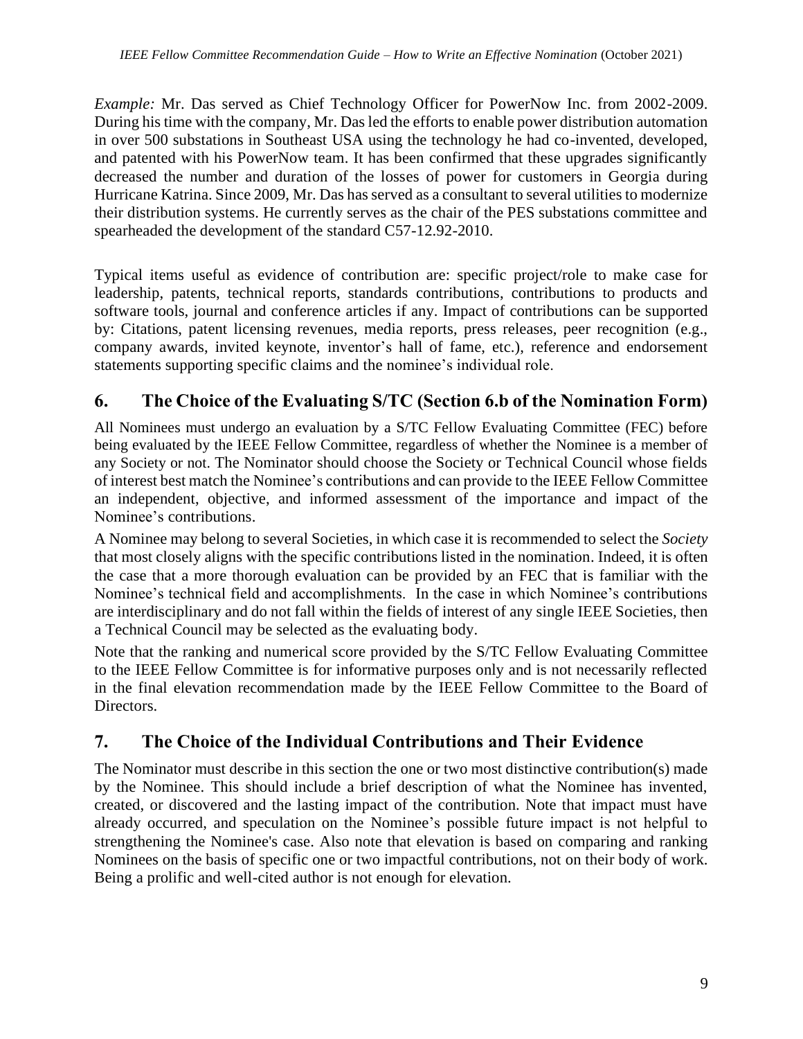*Example:* Mr. Das served as Chief Technology Officer for PowerNow Inc. from 2002-2009. During his time with the company, Mr. Das led the efforts to enable power distribution automation in over 500 substations in Southeast USA using the technology he had co-invented, developed, and patented with his PowerNow team. It has been confirmed that these upgrades significantly decreased the number and duration of the losses of power for customers in Georgia during Hurricane Katrina. Since 2009, Mr. Das has served as a consultant to several utilities to modernize their distribution systems. He currently serves as the chair of the PES substations committee and spearheaded the development of the standard C57-12.92-2010.

Typical items useful as evidence of contribution are: specific project/role to make case for leadership, patents, technical reports, standards contributions, contributions to products and software tools, journal and conference articles if any. Impact of contributions can be supported by: Citations, patent licensing revenues, media reports, press releases, peer recognition (e.g., company awards, invited keynote, inventor's hall of fame, etc.), reference and endorsement statements supporting specific claims and the nominee's individual role.

## 6. The Choice of the Evaluating S/TC (Section 6.b of the Nomination Form)

All Nominees must undergo an evaluation by a S/TC Fellow Evaluating Committee (FEC) before being evaluated by the IEEE Fellow Committee, regardless of whether the Nominee is a member of any Society or not. The Nominator should choose the Society or Technical Council whose fields of interest best match the Nominee's contributions and can provide to the IEEE Fellow Committee an independent, objective, and informed assessment of the importance and impact of the Nominee's contributions.

A Nominee may belong to several Societies, in which case it is recommended to select the *Society* that most closely aligns with the specific contributions listed in the nomination. Indeed, it is often the case that a more thorough evaluation can be provided by an FEC that is familiar with the Nominee's technical field and accomplishments. In the case in which Nominee's contributions are interdisciplinary and do not fall within the fields of interest of any single IEEE Societies, then a Technical Council may be selected as the evaluating body.

Note that the ranking and numerical score provided by the S/TC Fellow Evaluating Committee to the IEEE Fellow Committee is for informative purposes only and is not necessarily reflected in the final elevation recommendation made by the IEEE Fellow Committee to the Board of Directors.

## 7. The Choice of the Individual Contributions and Their Evidence

The Nominator must describe in this section the one or two most distinctive contribution(s) made by the Nominee. This should include a brief description of what the Nominee has invented, created, or discovered and the lasting impact of the contribution. Note that impact must have already occurred, and speculation on the Nominee's possible future impact is not helpful to strengthening the Nominee's case. Also note that elevation is based on comparing and ranking Nominees on the basis of specific one or two impactful contributions, not on their body of work. Being a prolific and well-cited author is not enough for elevation.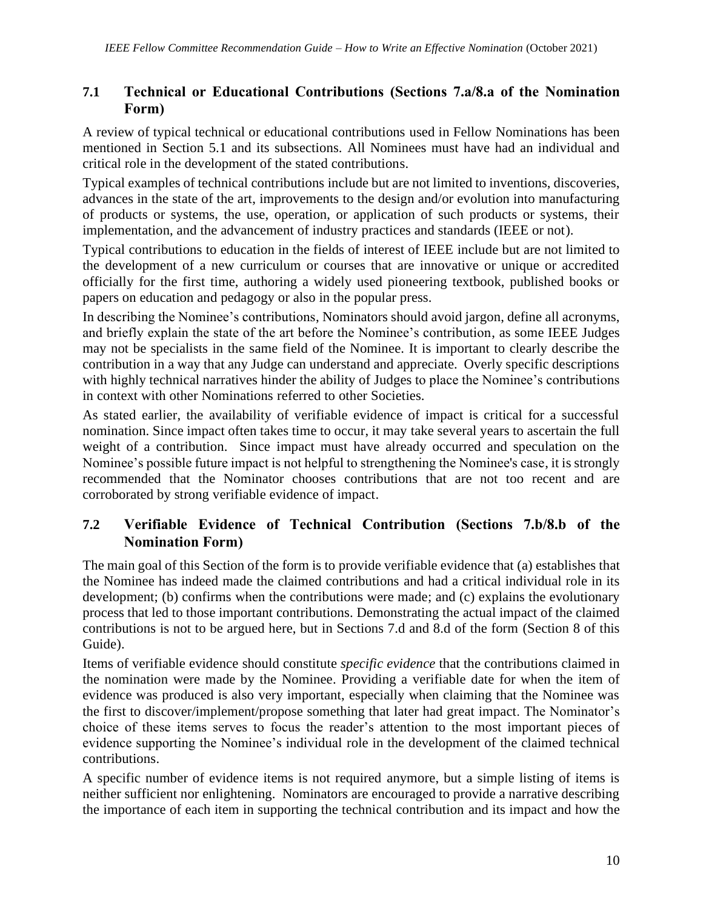## 7.1 Technical or Educational Contributions (Sections 7.a/8.a of the Nomination Form)

A review of typical technical or educational contributions used in Fellow Nominations has been mentioned in Section 5.1 and its subsections. All Nominees must have had an individual and critical role in the development of the stated contributions.

Typical examples of technical contributions include but are not limited to inventions, discoveries, advances in the state of the art, improvements to the design and/or evolution into manufacturing of products or systems, the use, operation, or application of such products or systems, their implementation, and the advancement of industry practices and standards (IEEE or not).

Typical contributions to education in the fields of interest of IEEE include but are not limited to the development of a new curriculum or courses that are innovative or unique or accredited officially for the first time, authoring a widely used pioneering textbook, published books or papers on education and pedagogy or also in the popular press.

In describing the Nominee's contributions, Nominators should avoid jargon, define all acronyms, and briefly explain the state of the art before the Nominee's contribution, as some IEEE Judges may not be specialists in the same field of the Nominee. It is important to clearly describe the contribution in a way that any Judge can understand and appreciate. Overly specific descriptions with highly technical narratives hinder the ability of Judges to place the Nominee's contributions in context with other Nominations referred to other Societies.

As stated earlier, the availability of verifiable evidence of impact is critical for a successful nomination. Since impact often takes time to occur, it may take several years to ascertain the full weight of a contribution. Since impact must have already occurred and speculation on the Nominee's possible future impact is not helpful to strengthening the Nominee's case, it is strongly recommended that the Nominator chooses contributions that are not too recent and are corroborated by strong verifiable evidence of impact.

## 7.2 Verifiable Evidence of Technical Contribution (Sections 7.b/8.b of the Nomination Form)

The main goal of this Section of the form is to provide verifiable evidence that (a) establishes that the Nominee has indeed made the claimed contributions and had a critical individual role in its development; (b) confirms when the contributions were made; and (c) explains the evolutionary process that led to those important contributions. Demonstrating the actual impact of the claimed contributions is not to be argued here, but in Sections 7.d and 8.d of the form (Section 8 of this Guide).

Items of verifiable evidence should constitute *specific evidence* that the contributions claimed in the nomination were made by the Nominee. Providing a verifiable date for when the item of evidence was produced is also very important, especially when claiming that the Nominee was the first to discover/implement/propose something that later had great impact. The Nominator's choice of these items serves to focus the reader's attention to the most important pieces of evidence supporting the Nominee's individual role in the development of the claimed technical contributions.

A specific number of evidence items is not required anymore, but a simple listing of items is neither sufficient nor enlightening. Nominators are encouraged to provide a narrative describing the importance of each item in supporting the technical contribution and its impact and how the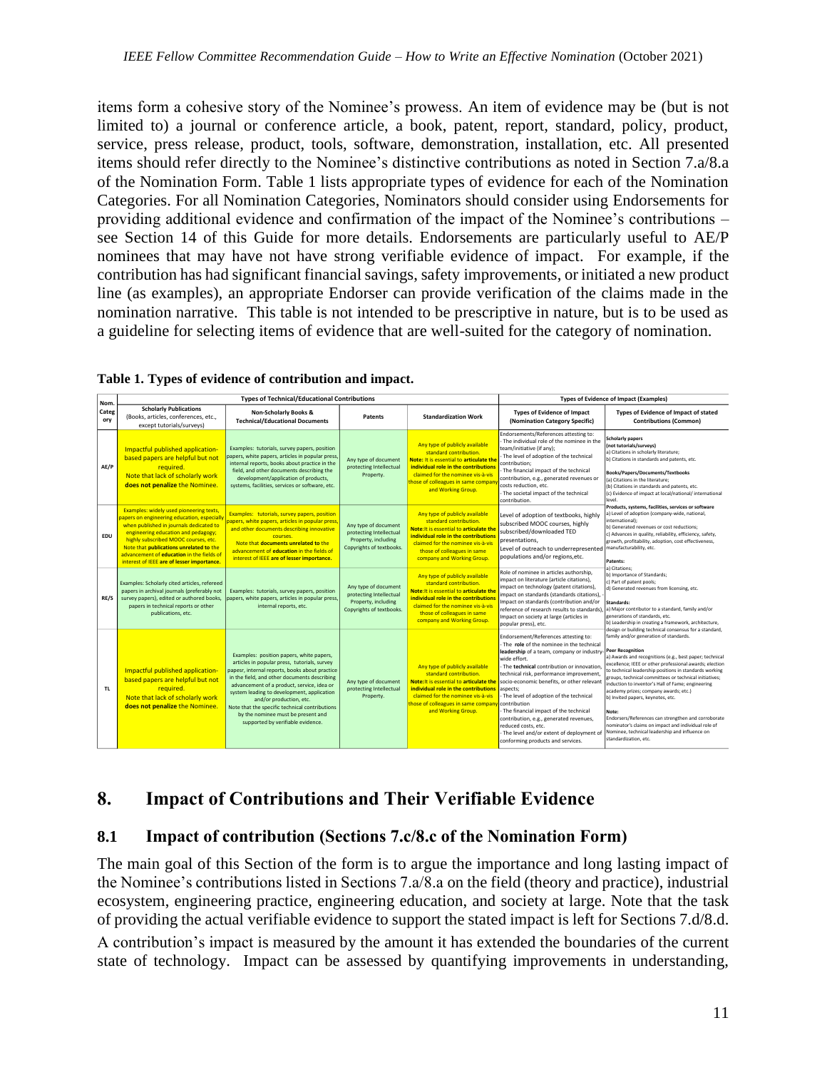items form a cohesive story of the Nominee's prowess. An item of evidence may be (but is not limited to) a journal or conference article, a book, patent, report, standard, policy, product, service, press release, product, tools, software, demonstration, installation, etc. All presented items should refer directly to the Nominee's distinctive contributions as noted in Section 7.a/8.a of the Nomination Form. Table 1 lists appropriate types of evidence for each of the Nomination Categories. For all Nomination Categories, Nominators should consider using Endorsements for providing additional evidence and confirmation of the impact of the Nominee's contributions – see Section 14 of this Guide for more details. Endorsements are particularly useful to AE/P nominees that may have not have strong verifiable evidence of impact. For example, if the contribution has had significant financial savings, safety improvements, or initiated a new product line (as examples), an appropriate Endorser can provide verification of the claims made in the nomination narrative. This table is not intended to be prescriptive in nature, but is to be used as a guideline for selecting items of evidence that are well-suited for the category of nomination.

**Table 1. Types of evidence of contribution and impact.**

| Nom. Category | Types of Technical/Educational Contributions | | | | Types of Evidence of Impact (Examples) | |
|---|---|---|---|---|---|---|
| | **Scholarly Publications** (Books, articles, conferences, etc., except tutorials/surveys) | **Non-Scholarly Books & Technical/Educational Documents** | **Patents** | **Standardization Work** | **Types of Evidence of Impact (Nomination Category Specific)** | **Types of Evidence of Impact of stated Contributions (Common)** |
| AE/P | Impactful published application-based papers are helpful but not required. Note that lack of scholarly work **does not penalize** the Nominee. | Examples: tutorials, survey papers, position papers, white papers, articles in popular press, internal reports, books about practice in the field, and other documents describing the development/application of products, systems, facilities, services or software, etc. | Any type of document protecting Intellectual Property. | Any type of publicly available standard contribution. **Note:** It is essential to **articulate the individual role in the contributions** claimed for the nominee vis-à-vis those of colleagues in same company and Working Group. | Endorsements/References attesting to: - The individual role of the nominee in the team/initiative (if any); - The level of adoption of the technical contribution; - The financial impact of the technical contribution, e.g., generated revenues or costs reduction, etc. - The societal impact of the technical contribution. | **Scholarly papers (not tutorials/surveys)** a) Citations in scholarly literature; b) Citations in standards and patents, etc. **Books/Papers/Documents/Textbooks** (a) Citations in the literature; (b) Citations in standards and patents, etc. (c) Evidence of impact at local/national/ international level. **Products, systems, facilities, services or software** a) Level of adoption (company-wide, national, international); b) Generated revenues or cost reductions; c) Advances in quality, reliability, efficiency, safety, growth, profitability, adoption, cost effectiveness, manufacturability, etc. **Patents:** a) Citations; b) Importance of Standards; c) Part of patent pools; d) Generated revenues from licensing, etc. **Standards:** a) Major contributor to a standard, family and/or generations of standards, etc. b) Leadership in creating a framework, architecture, design or building technical consensus for a standard, family and/or generation of standards. **Peer Recognition** a) Awards and recognitions (e.g., best paper; technical excellence; IEEE or other professional awards; election to technical leadership positions in standards working groups, technical committees or technical initiatives; induction to inventor's Hall of Fame; engineering academy prizes; company awards; etc.) b) Invited papers, keynotes, etc. **Note:** Endorsers/References can strengthen and corroborate nominator's claims on impact and individual role of Nominee, technical leadership and influence on standardization, etc. |
| EDU | Examples: widely used pioneering texts, papers on engineering education, especially when published in journals dedicated to engineering education and pedagogy; highly subscribed MOOC courses, etc. Note that **publications unrelated to** the advancement of **education** in the fields of interest of IEEE **are of lesser importance.** | Examples: tutorials, survey papers, position papers, white papers, articles in popular press, and other documents describing innovative courses. Note that **documents unrelated to** the advancement of **education** in the fields of interest of IEEE **are of lesser importance.** | Any type of document protecting Intellectual Property, including Copyrights of textbooks. | Any type of publicly available standard contribution. **Note:** It is essential to **articulate the individual role in the contributions** claimed for the nominee vis-à-vis those of colleagues in same company and Working Group. | Level of adoption of textbooks, highly subscribed MOOC courses, highly subscribed/downloaded TED presentations, Level of outreach to underrepresented populations and/or regions,etc. | |
| RE/S | Examples: Scholarly cited articles, refereed papers in archival journals (preferably not survey papers), edited or authored books, papers in technical reports or other publications, etc. | Examples: tutorials, survey papers, position papers, white papers, articles in popular press, internal reports, etc. | Any type of document protecting Intellectual Property, including Copyrights of textbooks. | Any type of publicly available standard contribution. **Note:** It is essential to **articulate the individual role in the contributions** claimed for the nominee vis-à-vis those of colleagues in same company and Working Group. | Role of nominee in articles authorship, impact on literature (article citations), impact on technology (patent citations), impact on standards (standards citations), - Impact on standards (contribution and/or reference of research results to standards), Impact on society at large (articles in popular press), etc. | |
| TL | Impactful published application-based papers are helpful but not required. Note that lack of scholarly work **does not penalize** the Nominee. | Examples: position papers, white papers, articles in popular press, tutorials, survey papesr, internal reports, books about practice in the field, and other documents describing advancement of a product, service, idea or system leading to development, application and/or production, etc. Note that the specific technical contributions by the nominee must be present and supported by verifiable evidence. | Any type of document protecting Intellectual Property. | Any type of publicly available standard contribution. **Note:** It is essential to **articulate the individual role in the contributions** claimed for the nominee vis-à-vis those of colleagues in same company and Working Group. | Endorsement/References attesting to: - The **role** of the nominee in the technical **leadership** of a team, company or industry-wide effort. - The **technical** contribution or innovation, technical risk, performance improvement, socio-economic benefits, or other relevant aspects; - The level of adoption of the technical contribution - The financial impact of the technical contribution, e.g., generated revenues, reduced costs, etc. - The level and/or extent of deployment of conforming products and services. | |

## 8. Impact of Contributions and Their Verifiable Evidence

### 8.1 Impact of contribution (Sections 7.c/8.c of the Nomination Form)

The main goal of this Section of the form is to argue the importance and long lasting impact of the Nominee's contributions listed in Sections 7.a/8.a on the field (theory and practice), industrial ecosystem, engineering practice, engineering education, and society at large. Note that the task of providing the actual verifiable evidence to support the stated impact is left for Sections 7.d/8.d.

A contribution's impact is measured by the amount it has extended the boundaries of the current state of technology. Impact can be assessed by quantifying improvements in understanding,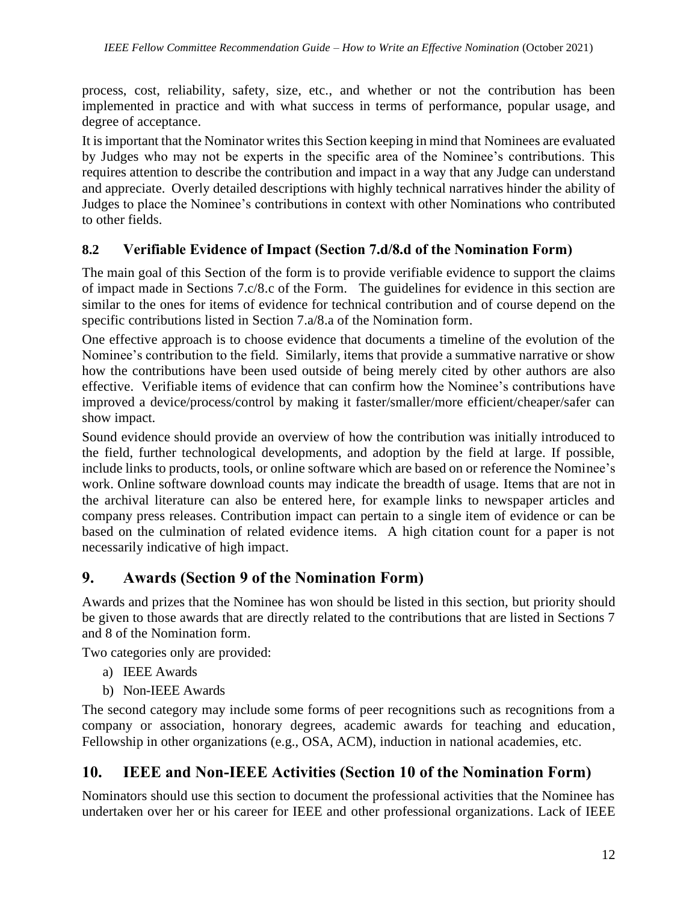process, cost, reliability, safety, size, etc., and whether or not the contribution has been implemented in practice and with what success in terms of performance, popular usage, and degree of acceptance.

It is important that the Nominator writes this Section keeping in mind that Nominees are evaluated by Judges who may not be experts in the specific area of the Nominee's contributions. This requires attention to describe the contribution and impact in a way that any Judge can understand and appreciate. Overly detailed descriptions with highly technical narratives hinder the ability of Judges to place the Nominee's contributions in context with other Nominations who contributed to other fields.

### 8.2 Verifiable Evidence of Impact (Section 7.d/8.d of the Nomination Form)

The main goal of this Section of the form is to provide verifiable evidence to support the claims of impact made in Sections 7.c/8.c of the Form. The guidelines for evidence in this section are similar to the ones for items of evidence for technical contribution and of course depend on the specific contributions listed in Section 7.a/8.a of the Nomination form.

One effective approach is to choose evidence that documents a timeline of the evolution of the Nominee's contribution to the field. Similarly, items that provide a summative narrative or show how the contributions have been used outside of being merely cited by other authors are also effective. Verifiable items of evidence that can confirm how the Nominee's contributions have improved a device/process/control by making it faster/smaller/more efficient/cheaper/safer can show impact.

Sound evidence should provide an overview of how the contribution was initially introduced to the field, further technological developments, and adoption by the field at large. If possible, include links to products, tools, or online software which are based on or reference the Nominee's work. Online software download counts may indicate the breadth of usage. Items that are not in the archival literature can also be entered here, for example links to newspaper articles and company press releases. Contribution impact can pertain to a single item of evidence or can be based on the culmination of related evidence items. A high citation count for a paper is not necessarily indicative of high impact.

## 9. Awards (Section 9 of the Nomination Form)

Awards and prizes that the Nominee has won should be listed in this section, but priority should be given to those awards that are directly related to the contributions that are listed in Sections 7 and 8 of the Nomination form.

Two categories only are provided:

a) IEEE Awards
b) Non-IEEE Awards

The second category may include some forms of peer recognitions such as recognitions from a company or association, honorary degrees, academic awards for teaching and education, Fellowship in other organizations (e.g., OSA, ACM), induction in national academies, etc.

## 10. IEEE and Non-IEEE Activities (Section 10 of the Nomination Form)

Nominators should use this section to document the professional activities that the Nominee has undertaken over her or his career for IEEE and other professional organizations. Lack of IEEE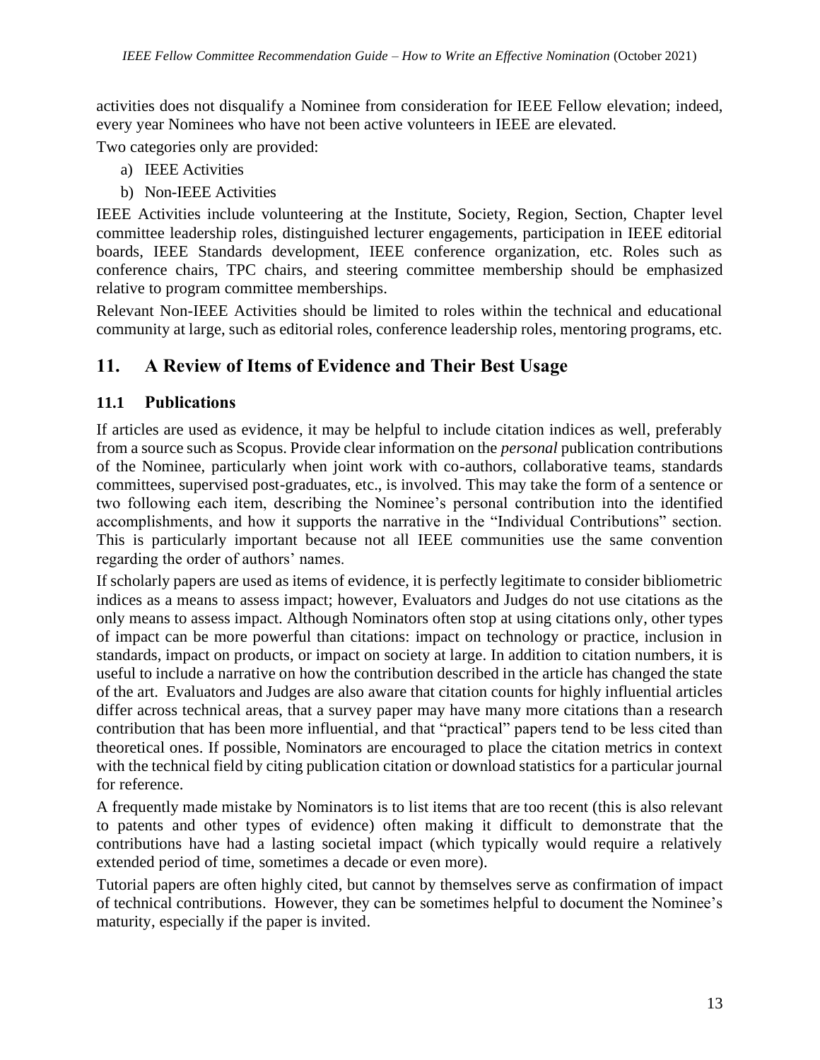activities does not disqualify a Nominee from consideration for IEEE Fellow elevation; indeed, every year Nominees who have not been active volunteers in IEEE are elevated.

Two categories only are provided:

a) IEEE Activities
b) Non-IEEE Activities

IEEE Activities include volunteering at the Institute, Society, Region, Section, Chapter level committee leadership roles, distinguished lecturer engagements, participation in IEEE editorial boards, IEEE Standards development, IEEE conference organization, etc. Roles such as conference chairs, TPC chairs, and steering committee membership should be emphasized relative to program committee memberships.

Relevant Non-IEEE Activities should be limited to roles within the technical and educational community at large, such as editorial roles, conference leadership roles, mentoring programs, etc.

## 11. A Review of Items of Evidence and Their Best Usage

### 11.1 Publications

If articles are used as evidence, it may be helpful to include citation indices as well, preferably from a source such as Scopus. Provide clear information on the *personal* publication contributions of the Nominee, particularly when joint work with co-authors, collaborative teams, standards committees, supervised post-graduates, etc., is involved. This may take the form of a sentence or two following each item, describing the Nominee's personal contribution into the identified accomplishments, and how it supports the narrative in the "Individual Contributions" section. This is particularly important because not all IEEE communities use the same convention regarding the order of authors' names.

If scholarly papers are used as items of evidence, it is perfectly legitimate to consider bibliometric indices as a means to assess impact; however, Evaluators and Judges do not use citations as the only means to assess impact. Although Nominators often stop at using citations only, other types of impact can be more powerful than citations: impact on technology or practice, inclusion in standards, impact on products, or impact on society at large. In addition to citation numbers, it is useful to include a narrative on how the contribution described in the article has changed the state of the art. Evaluators and Judges are also aware that citation counts for highly influential articles differ across technical areas, that a survey paper may have many more citations than a research contribution that has been more influential, and that "practical" papers tend to be less cited than theoretical ones. If possible, Nominators are encouraged to place the citation metrics in context with the technical field by citing publication citation or download statistics for a particular journal for reference.

A frequently made mistake by Nominators is to list items that are too recent (this is also relevant to patents and other types of evidence) often making it difficult to demonstrate that the contributions have had a lasting societal impact (which typically would require a relatively extended period of time, sometimes a decade or even more).

Tutorial papers are often highly cited, but cannot by themselves serve as confirmation of impact of technical contributions. However, they can be sometimes helpful to document the Nominee's maturity, especially if the paper is invited.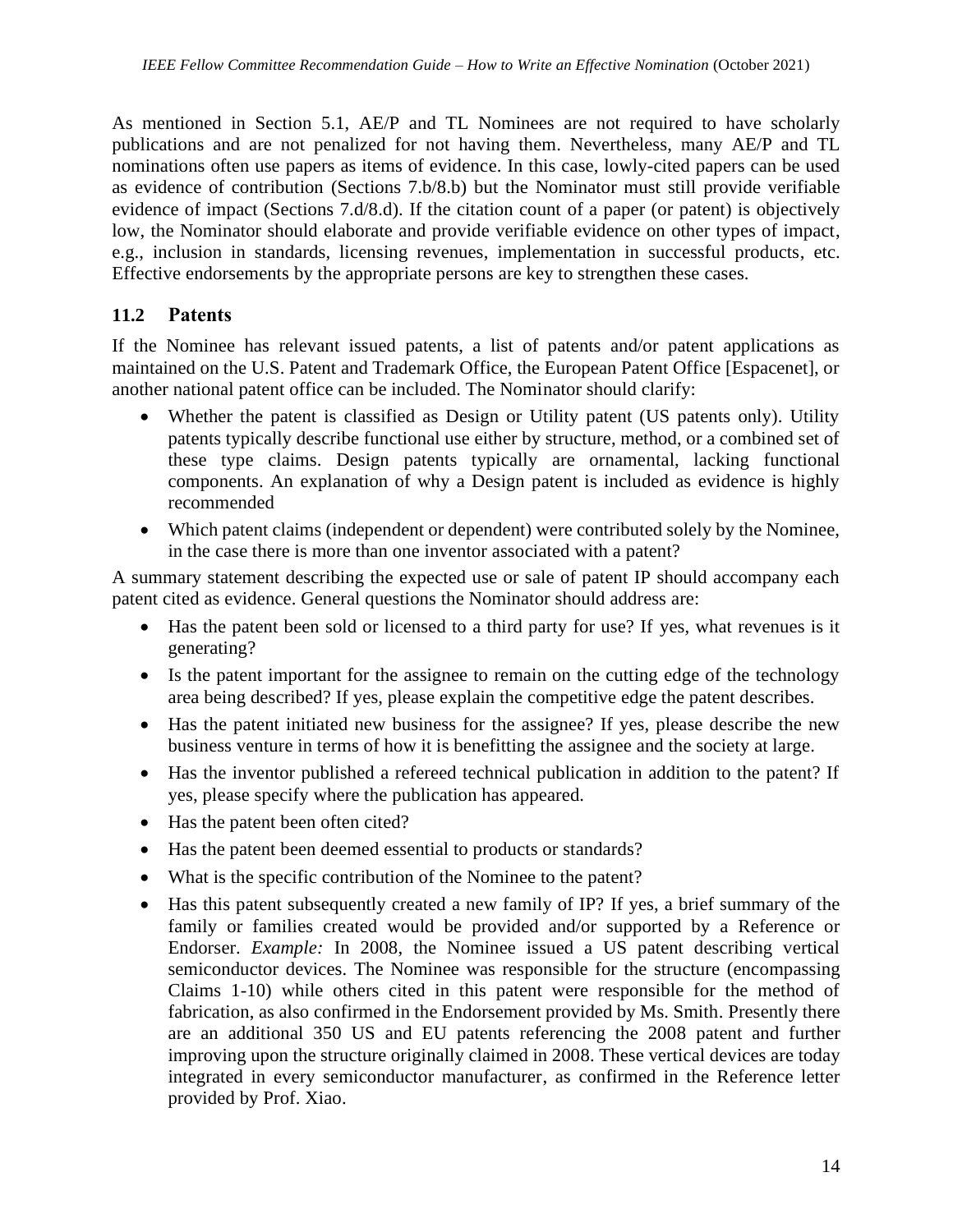As mentioned in Section 5.1, AE/P and TL Nominees are not required to have scholarly publications and are not penalized for not having them. Nevertheless, many AE/P and TL nominations often use papers as items of evidence. In this case, lowly-cited papers can be used as evidence of contribution (Sections 7.b/8.b) but the Nominator must still provide verifiable evidence of impact (Sections 7.d/8.d). If the citation count of a paper (or patent) is objectively low, the Nominator should elaborate and provide verifiable evidence on other types of impact, e.g., inclusion in standards, licensing revenues, implementation in successful products, etc. Effective endorsements by the appropriate persons are key to strengthen these cases.

## 11.2 Patents

If the Nominee has relevant issued patents, a list of patents and/or patent applications as maintained on the U.S. Patent and Trademark Office, the European Patent Office [Espacenet], or another national patent office can be included. The Nominator should clarify:

- Whether the patent is classified as Design or Utility patent (US patents only). Utility patents typically describe functional use either by structure, method, or a combined set of these type claims. Design patents typically are ornamental, lacking functional components. An explanation of why a Design patent is included as evidence is highly recommended
- Which patent claims (independent or dependent) were contributed solely by the Nominee, in the case there is more than one inventor associated with a patent?

A summary statement describing the expected use or sale of patent IP should accompany each patent cited as evidence. General questions the Nominator should address are:

- Has the patent been sold or licensed to a third party for use? If yes, what revenues is it generating?
- Is the patent important for the assignee to remain on the cutting edge of the technology area being described? If yes, please explain the competitive edge the patent describes.
- Has the patent initiated new business for the assignee? If yes, please describe the new business venture in terms of how it is benefitting the assignee and the society at large.
- Has the inventor published a refereed technical publication in addition to the patent? If yes, please specify where the publication has appeared.
- Has the patent been often cited?
- Has the patent been deemed essential to products or standards?
- What is the specific contribution of the Nominee to the patent?
- Has this patent subsequently created a new family of IP? If yes, a brief summary of the family or families created would be provided and/or supported by a Reference or Endorser. *Example:* In 2008, the Nominee issued a US patent describing vertical semiconductor devices. The Nominee was responsible for the structure (encompassing Claims 1-10) while others cited in this patent were responsible for the method of fabrication, as also confirmed in the Endorsement provided by Ms. Smith. Presently there are an additional 350 US and EU patents referencing the 2008 patent and further improving upon the structure originally claimed in 2008. These vertical devices are today integrated in every semiconductor manufacturer, as confirmed in the Reference letter provided by Prof. Xiao.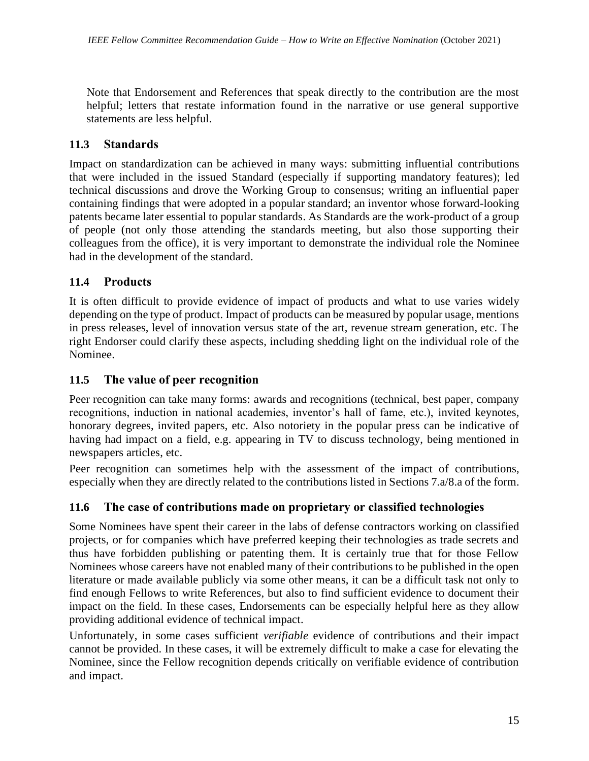Note that Endorsement and References that speak directly to the contribution are the most helpful; letters that restate information found in the narrative or use general supportive statements are less helpful.

## 11.3 Standards

Impact on standardization can be achieved in many ways: submitting influential contributions that were included in the issued Standard (especially if supporting mandatory features); led technical discussions and drove the Working Group to consensus; writing an influential paper containing findings that were adopted in a popular standard; an inventor whose forward-looking patents became later essential to popular standards. As Standards are the work-product of a group of people (not only those attending the standards meeting, but also those supporting their colleagues from the office), it is very important to demonstrate the individual role the Nominee had in the development of the standard.

## 11.4 Products

It is often difficult to provide evidence of impact of products and what to use varies widely depending on the type of product. Impact of products can be measured by popular usage, mentions in press releases, level of innovation versus state of the art, revenue stream generation, etc. The right Endorser could clarify these aspects, including shedding light on the individual role of the Nominee.

## 11.5 The value of peer recognition

Peer recognition can take many forms: awards and recognitions (technical, best paper, company recognitions, induction in national academies, inventor's hall of fame, etc.), invited keynotes, honorary degrees, invited papers, etc. Also notoriety in the popular press can be indicative of having had impact on a field, e.g. appearing in TV to discuss technology, being mentioned in newspapers articles, etc.

Peer recognition can sometimes help with the assessment of the impact of contributions, especially when they are directly related to the contributions listed in Sections 7.a/8.a of the form.

## 11.6 The case of contributions made on proprietary or classified technologies

Some Nominees have spent their career in the labs of defense contractors working on classified projects, or for companies which have preferred keeping their technologies as trade secrets and thus have forbidden publishing or patenting them. It is certainly true that for those Fellow Nominees whose careers have not enabled many of their contributions to be published in the open literature or made available publicly via some other means, it can be a difficult task not only to find enough Fellows to write References, but also to find sufficient evidence to document their impact on the field. In these cases, Endorsements can be especially helpful here as they allow providing additional evidence of technical impact.

Unfortunately, in some cases sufficient *verifiable* evidence of contributions and their impact cannot be provided. In these cases, it will be extremely difficult to make a case for elevating the Nominee, since the Fellow recognition depends critically on verifiable evidence of contribution and impact.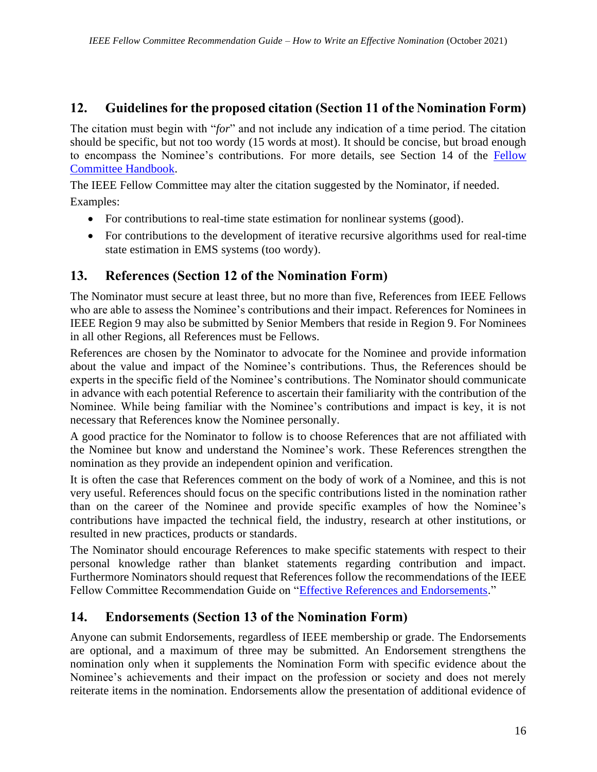## 12. Guidelines for the proposed citation (Section 11 of the Nomination Form)

The citation must begin with "*for*" and not include any indication of a time period. The citation should be specific, but not too wordy (15 words at most). It should be concise, but broad enough to encompass the Nominee's contributions. For more details, see Section 14 of the [Fellow Committee Handbook](Fellow Committee Handbook).

The IEEE Fellow Committee may alter the citation suggested by the Nominator, if needed.

Examples:

- For contributions to real-time state estimation for nonlinear systems (good).
- For contributions to the development of iterative recursive algorithms used for real-time state estimation in EMS systems (too wordy).

## 13. References (Section 12 of the Nomination Form)

The Nominator must secure at least three, but no more than five, References from IEEE Fellows who are able to assess the Nominee's contributions and their impact. References for Nominees in IEEE Region 9 may also be submitted by Senior Members that reside in Region 9. For Nominees in all other Regions, all References must be Fellows.

References are chosen by the Nominator to advocate for the Nominee and provide information about the value and impact of the Nominee's contributions. Thus, the References should be experts in the specific field of the Nominee's contributions. The Nominator should communicate in advance with each potential Reference to ascertain their familiarity with the contribution of the Nominee. While being familiar with the Nominee's contributions and impact is key, it is not necessary that References know the Nominee personally.

A good practice for the Nominator to follow is to choose References that are not affiliated with the Nominee but know and understand the Nominee's work. These References strengthen the nomination as they provide an independent opinion and verification.

It is often the case that References comment on the body of work of a Nominee, and this is not very useful. References should focus on the specific contributions listed in the nomination rather than on the career of the Nominee and provide specific examples of how the Nominee's contributions have impacted the technical field, the industry, research at other institutions, or resulted in new practices, products or standards.

The Nominator should encourage References to make specific statements with respect to their personal knowledge rather than blanket statements regarding contribution and impact. Furthermore Nominators should request that References follow the recommendations of the IEEE Fellow Committee Recommendation Guide on "Effective References and Endorsements."

## 14. Endorsements (Section 13 of the Nomination Form)

Anyone can submit Endorsements, regardless of IEEE membership or grade. The Endorsements are optional, and a maximum of three may be submitted. An Endorsement strengthens the nomination only when it supplements the Nomination Form with specific evidence about the Nominee's achievements and their impact on the profession or society and does not merely reiterate items in the nomination. Endorsements allow the presentation of additional evidence of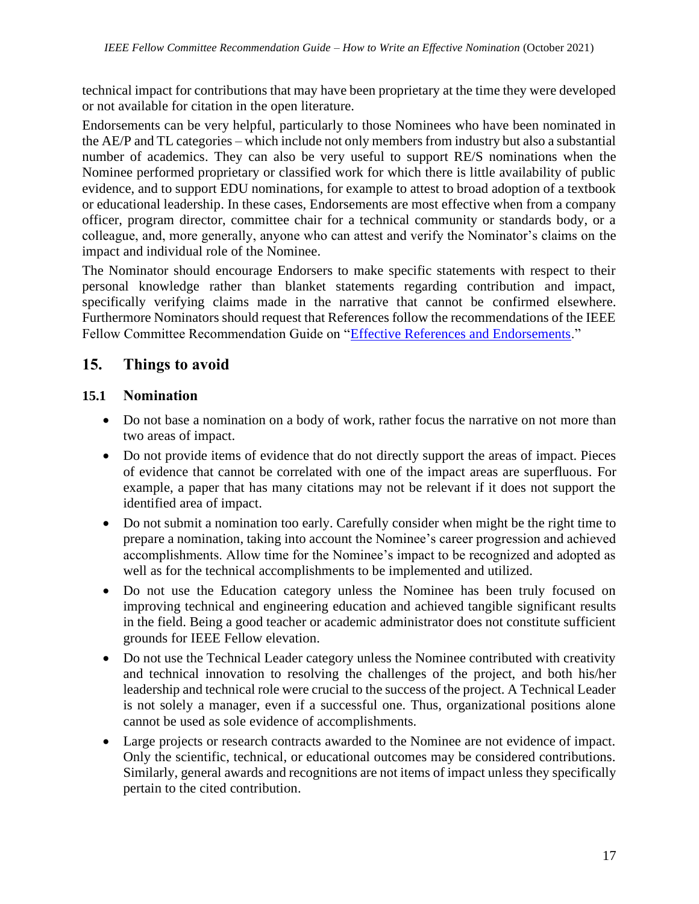technical impact for contributions that may have been proprietary at the time they were developed or not available for citation in the open literature.

Endorsements can be very helpful, particularly to those Nominees who have been nominated in the AE/P and TL categories – which include not only members from industry but also a substantial number of academics. They can also be very useful to support RE/S nominations when the Nominee performed proprietary or classified work for which there is little availability of public evidence, and to support EDU nominations, for example to attest to broad adoption of a textbook or educational leadership. In these cases, Endorsements are most effective when from a company officer, program director, committee chair for a technical community or standards body, or a colleague, and, more generally, anyone who can attest and verify the Nominator's claims on the impact and individual role of the Nominee.

The Nominator should encourage Endorsers to make specific statements with respect to their personal knowledge rather than blanket statements regarding contribution and impact, specifically verifying claims made in the narrative that cannot be confirmed elsewhere. Furthermore Nominators should request that References follow the recommendations of the IEEE Fellow Committee Recommendation Guide on "Effective References and Endorsements."

## 15. Things to avoid

### 15.1 Nomination

- Do not base a nomination on a body of work, rather focus the narrative on not more than two areas of impact.
- Do not provide items of evidence that do not directly support the areas of impact. Pieces of evidence that cannot be correlated with one of the impact areas are superfluous. For example, a paper that has many citations may not be relevant if it does not support the identified area of impact.
- Do not submit a nomination too early. Carefully consider when might be the right time to prepare a nomination, taking into account the Nominee's career progression and achieved accomplishments. Allow time for the Nominee's impact to be recognized and adopted as well as for the technical accomplishments to be implemented and utilized.
- Do not use the Education category unless the Nominee has been truly focused on improving technical and engineering education and achieved tangible significant results in the field. Being a good teacher or academic administrator does not constitute sufficient grounds for IEEE Fellow elevation.
- Do not use the Technical Leader category unless the Nominee contributed with creativity and technical innovation to resolving the challenges of the project, and both his/her leadership and technical role were crucial to the success of the project. A Technical Leader is not solely a manager, even if a successful one. Thus, organizational positions alone cannot be used as sole evidence of accomplishments.
- Large projects or research contracts awarded to the Nominee are not evidence of impact. Only the scientific, technical, or educational outcomes may be considered contributions. Similarly, general awards and recognitions are not items of impact unless they specifically pertain to the cited contribution.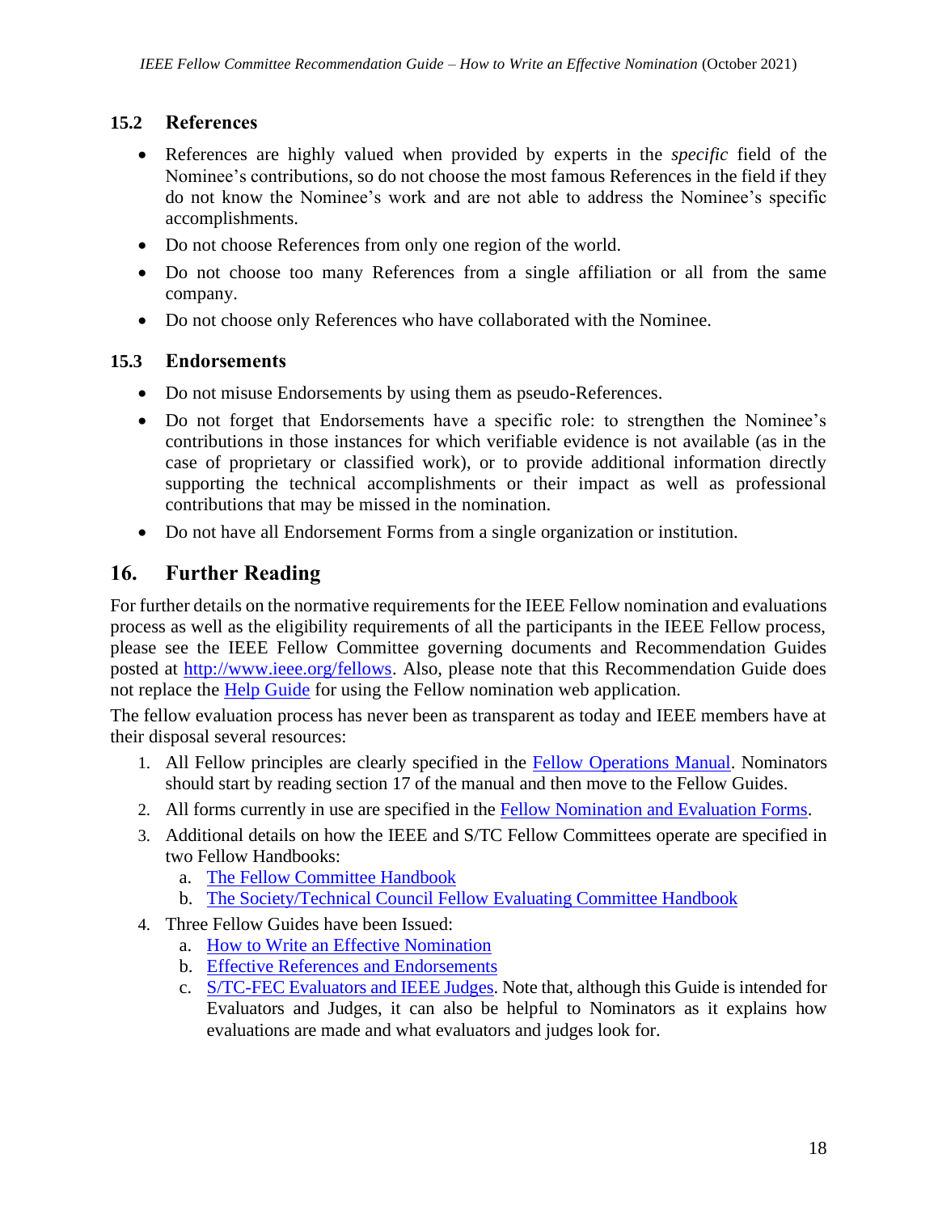### 15.2 References

- References are highly valued when provided by experts in the *specific* field of the Nominee's contributions, so do not choose the most famous References in the field if they do not know the Nominee's work and are not able to address the Nominee's specific accomplishments.
- Do not choose References from only one region of the world.
- Do not choose too many References from a single affiliation or all from the same company.
- Do not choose only References who have collaborated with the Nominee.

### 15.3 Endorsements

- Do not misuse Endorsements by using them as pseudo-References.
- Do not forget that Endorsements have a specific role: to strengthen the Nominee's contributions in those instances for which verifiable evidence is not available (as in the case of proprietary or classified work), or to provide additional information directly supporting the technical accomplishments or their impact as well as professional contributions that may be missed in the nomination.
- Do not have all Endorsement Forms from a single organization or institution.

## 16. Further Reading

For further details on the normative requirements for the IEEE Fellow nomination and evaluations process as well as the eligibility requirements of all the participants in the IEEE Fellow process, please see the IEEE Fellow Committee governing documents and Recommendation Guides posted at [http://www.ieee.org/fellows](http://www.ieee.org/fellows). Also, please note that this Recommendation Guide does not replace the Help Guide for using the Fellow nomination web application.

The fellow evaluation process has never been as transparent as today and IEEE members have at their disposal several resources:

1. All Fellow principles are clearly specified in the Fellow Operations Manual. Nominators should start by reading section 17 of the manual and then move to the Fellow Guides.
2. All forms currently in use are specified in the Fellow Nomination and Evaluation Forms.
3. Additional details on how the IEEE and S/TC Fellow Committees operate are specified in two Fellow Handbooks:
   a. The Fellow Committee Handbook
   b. The Society/Technical Council Fellow Evaluating Committee Handbook
4. Three Fellow Guides have been Issued:
   a. How to Write an Effective Nomination
   b. Effective References and Endorsements
   c. S/TC-FEC Evaluators and IEEE Judges. Note that, although this Guide is intended for Evaluators and Judges, it can also be helpful to Nominators as it explains how evaluations are made and what evaluators and judges look for.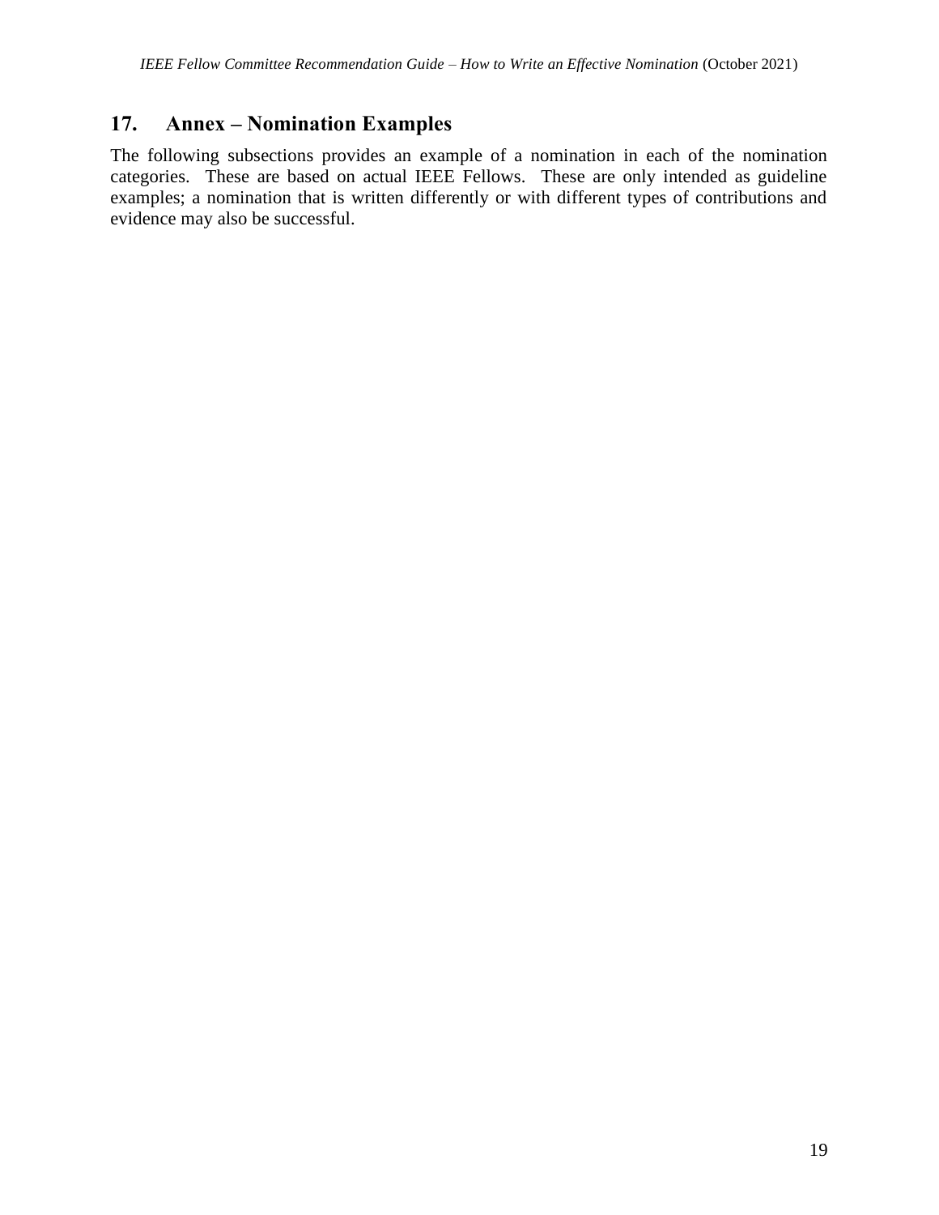## 17. Annex – Nomination Examples

The following subsections provides an example of a nomination in each of the nomination categories. These are based on actual IEEE Fellows. These are only intended as guideline examples; a nomination that is written differently or with different types of contributions and evidence may also be successful.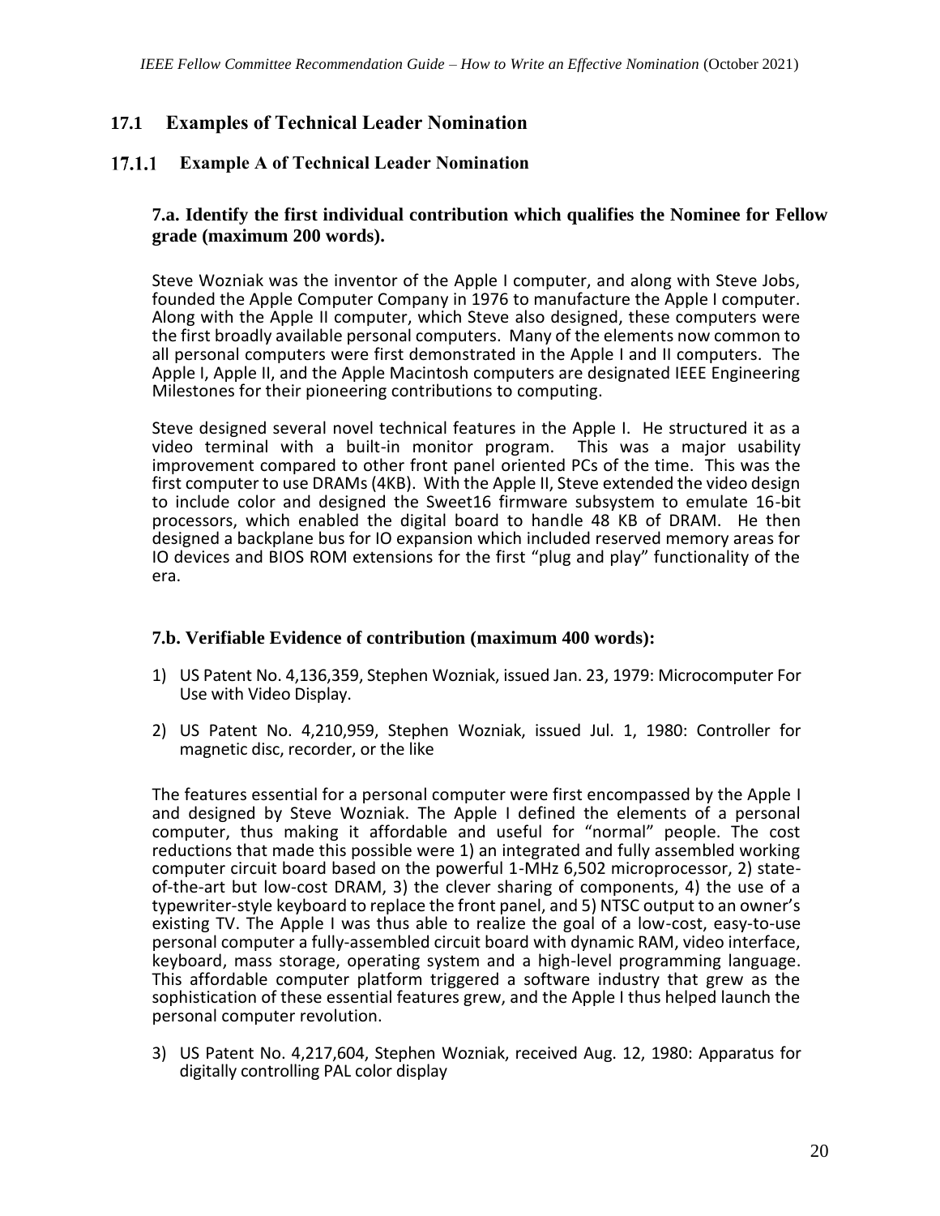## 17.1 Examples of Technical Leader Nomination

### 17.1.1 Example A of Technical Leader Nomination

**7.a. Identify the first individual contribution which qualifies the Nominee for Fellow grade (maximum 200 words).**

Steve Wozniak was the inventor of the Apple I computer, and along with Steve Jobs, founded the Apple Computer Company in 1976 to manufacture the Apple I computer. Along with the Apple II computer, which Steve also designed, these computers were the first broadly available personal computers. Many of the elements now common to all personal computers were first demonstrated in the Apple I and II computers. The Apple I, Apple II, and the Apple Macintosh computers are designated IEEE Engineering Milestones for their pioneering contributions to computing.

Steve designed several novel technical features in the Apple I. He structured it as a video terminal with a built-in monitor program. This was a major usability improvement compared to other front panel oriented PCs of the time. This was the first computer to use DRAMs (4KB). With the Apple II, Steve extended the video design to include color and designed the Sweet16 firmware subsystem to emulate 16-bit processors, which enabled the digital board to handle 48 KB of DRAM. He then designed a backplane bus for IO expansion which included reserved memory areas for IO devices and BIOS ROM extensions for the first "plug and play" functionality of the era.

**7.b. Verifiable Evidence of contribution (maximum 400 words):**

1) US Patent No. 4,136,359, Stephen Wozniak, issued Jan. 23, 1979: Microcomputer For Use with Video Display.
2) US Patent No. 4,210,959, Stephen Wozniak, issued Jul. 1, 1980: Controller for magnetic disc, recorder, or the like

The features essential for a personal computer were first encompassed by the Apple I and designed by Steve Wozniak. The Apple I defined the elements of a personal computer, thus making it affordable and useful for "normal" people. The cost reductions that made this possible were 1) an integrated and fully assembled working computer circuit board based on the powerful 1-MHz 6,502 microprocessor, 2) state-of-the-art but low-cost DRAM, 3) the clever sharing of components, 4) the use of a typewriter-style keyboard to replace the front panel, and 5) NTSC output to an owner's existing TV. The Apple I was thus able to realize the goal of a low-cost, easy-to-use personal computer a fully-assembled circuit board with dynamic RAM, video interface, keyboard, mass storage, operating system and a high-level programming language. This affordable computer platform triggered a software industry that grew as the sophistication of these essential features grew, and the Apple I thus helped launch the personal computer revolution.

3) US Patent No. 4,217,604, Stephen Wozniak, received Aug. 12, 1980: Apparatus for digitally controlling PAL color display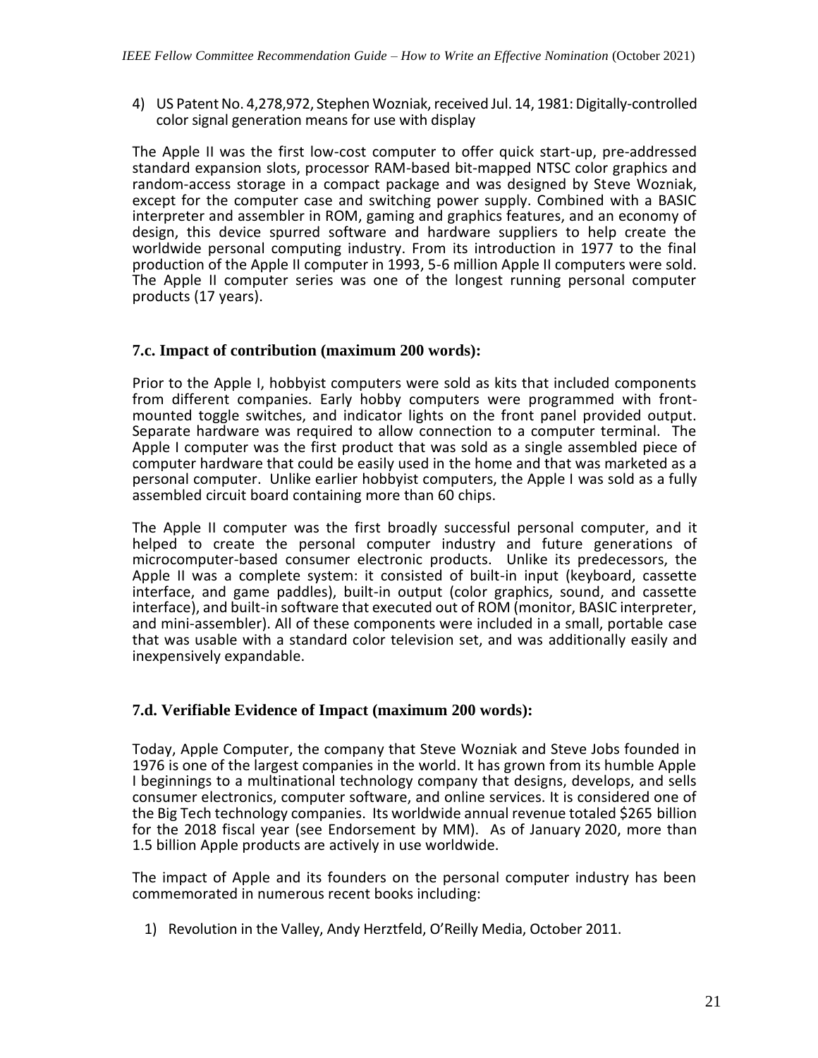4) US Patent No. 4,278,972, Stephen Wozniak, received Jul. 14, 1981: Digitally-controlled color signal generation means for use with display

The Apple II was the first low-cost computer to offer quick start-up, pre-addressed standard expansion slots, processor RAM-based bit-mapped NTSC color graphics and random-access storage in a compact package and was designed by Steve Wozniak, except for the computer case and switching power supply. Combined with a BASIC interpreter and assembler in ROM, gaming and graphics features, and an economy of design, this device spurred software and hardware suppliers to help create the worldwide personal computing industry. From its introduction in 1977 to the final production of the Apple II computer in 1993, 5-6 million Apple II computers were sold. The Apple II computer series was one of the longest running personal computer products (17 years).

### 7.c. Impact of contribution (maximum 200 words):

Prior to the Apple I, hobbyist computers were sold as kits that included components from different companies. Early hobby computers were programmed with front-mounted toggle switches, and indicator lights on the front panel provided output. Separate hardware was required to allow connection to a computer terminal. The Apple I computer was the first product that was sold as a single assembled piece of computer hardware that could be easily used in the home and that was marketed as a personal computer. Unlike earlier hobbyist computers, the Apple I was sold as a fully assembled circuit board containing more than 60 chips.

The Apple II computer was the first broadly successful personal computer, and it helped to create the personal computer industry and future generations of microcomputer-based consumer electronic products. Unlike its predecessors, the Apple II was a complete system: it consisted of built-in input (keyboard, cassette interface, and game paddles), built-in output (color graphics, sound, and cassette interface), and built-in software that executed out of ROM (monitor, BASIC interpreter, and mini-assembler). All of these components were included in a small, portable case that was usable with a standard color television set, and was additionally easily and inexpensively expandable.

### 7.d. Verifiable Evidence of Impact (maximum 200 words):

Today, Apple Computer, the company that Steve Wozniak and Steve Jobs founded in 1976 is one of the largest companies in the world. It has grown from its humble Apple I beginnings to a multinational technology company that designs, develops, and sells consumer electronics, computer software, and online services. It is considered one of the Big Tech technology companies. Its worldwide annual revenue totaled $265 billion for the 2018 fiscal year (see Endorsement by MM). As of January 2020, more than 1.5 billion Apple products are actively in use worldwide.

The impact of Apple and its founders on the personal computer industry has been commemorated in numerous recent books including:

1) Revolution in the Valley, Andy Herztfeld, O'Reilly Media, October 2011.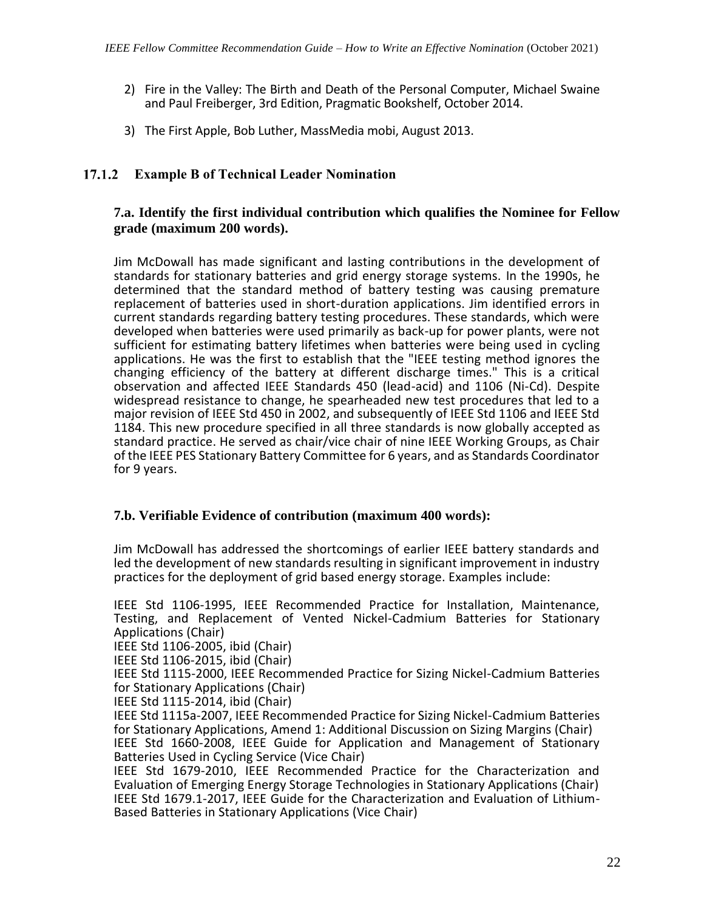2) Fire in the Valley: The Birth and Death of the Personal Computer, Michael Swaine and Paul Freiberger, 3rd Edition, Pragmatic Bookshelf, October 2014.

3) The First Apple, Bob Luther, MassMedia mobi, August 2013.

### 17.1.2 Example B of Technical Leader Nomination

#### 7.a. Identify the first individual contribution which qualifies the Nominee for Fellow grade (maximum 200 words).

Jim McDowall has made significant and lasting contributions in the development of standards for stationary batteries and grid energy storage systems. In the 1990s, he determined that the standard method of battery testing was causing premature replacement of batteries used in short-duration applications. Jim identified errors in current standards regarding battery testing procedures. These standards, which were developed when batteries were used primarily as back-up for power plants, were not sufficient for estimating battery lifetimes when batteries were being used in cycling applications. He was the first to establish that the "IEEE testing method ignores the changing efficiency of the battery at different discharge times." This is a critical observation and affected IEEE Standards 450 (lead-acid) and 1106 (Ni-Cd). Despite widespread resistance to change, he spearheaded new test procedures that led to a major revision of IEEE Std 450 in 2002, and subsequently of IEEE Std 1106 and IEEE Std 1184. This new procedure specified in all three standards is now globally accepted as standard practice. He served as chair/vice chair of nine IEEE Working Groups, as Chair of the IEEE PES Stationary Battery Committee for 6 years, and as Standards Coordinator for 9 years.

#### 7.b. Verifiable Evidence of contribution (maximum 400 words):

Jim McDowall has addressed the shortcomings of earlier IEEE battery standards and led the development of new standards resulting in significant improvement in industry practices for the deployment of grid based energy storage. Examples include:

IEEE Std 1106-1995, IEEE Recommended Practice for Installation, Maintenance, Testing, and Replacement of Vented Nickel-Cadmium Batteries for Stationary Applications (Chair)  
IEEE Std 1106-2005, ibid (Chair)  
IEEE Std 1106-2015, ibid (Chair)  
IEEE Std 1115-2000, IEEE Recommended Practice for Sizing Nickel-Cadmium Batteries for Stationary Applications (Chair)  
IEEE Std 1115-2014, ibid (Chair)  
IEEE Std 1115a-2007, IEEE Recommended Practice for Sizing Nickel-Cadmium Batteries for Stationary Applications, Amend 1: Additional Discussion on Sizing Margins (Chair)  
IEEE Std 1660-2008, IEEE Guide for Application and Management of Stationary Batteries Used in Cycling Service (Vice Chair)  
IEEE Std 1679-2010, IEEE Recommended Practice for the Characterization and Evaluation of Emerging Energy Storage Technologies in Stationary Applications (Chair)  
IEEE Std 1679.1-2017, IEEE Guide for the Characterization and Evaluation of Lithium-Based Batteries in Stationary Applications (Vice Chair)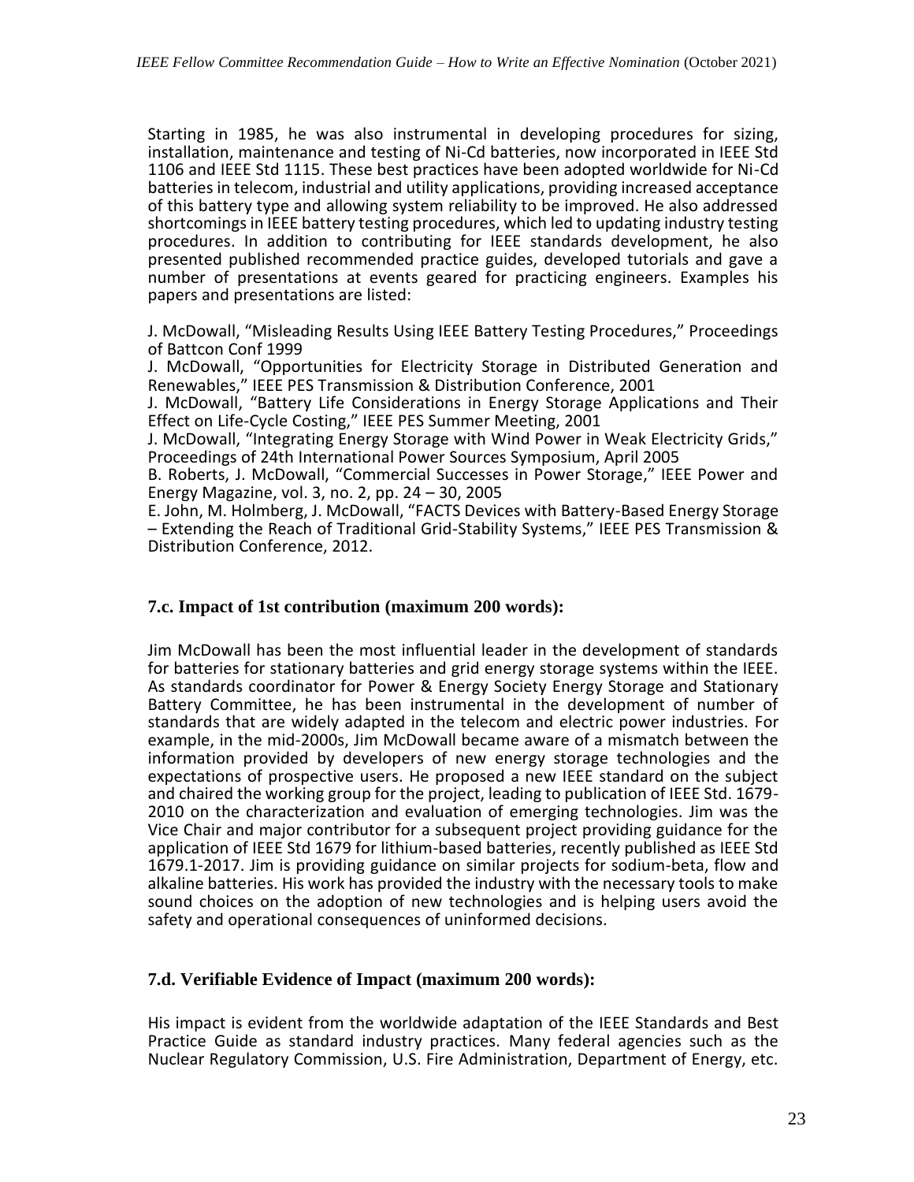Starting in 1985, he was also instrumental in developing procedures for sizing, installation, maintenance and testing of Ni-Cd batteries, now incorporated in IEEE Std 1106 and IEEE Std 1115. These best practices have been adopted worldwide for Ni-Cd batteries in telecom, industrial and utility applications, providing increased acceptance of this battery type and allowing system reliability to be improved. He also addressed shortcomings in IEEE battery testing procedures, which led to updating industry testing procedures. In addition to contributing for IEEE standards development, he also presented published recommended practice guides, developed tutorials and gave a number of presentations at events geared for practicing engineers. Examples his papers and presentations are listed:

J. McDowall, "Misleading Results Using IEEE Battery Testing Procedures," Proceedings of Battcon Conf 1999
J. McDowall, "Opportunities for Electricity Storage in Distributed Generation and Renewables," IEEE PES Transmission & Distribution Conference, 2001
J. McDowall, "Battery Life Considerations in Energy Storage Applications and Their Effect on Life-Cycle Costing," IEEE PES Summer Meeting, 2001
J. McDowall, "Integrating Energy Storage with Wind Power in Weak Electricity Grids," Proceedings of 24th International Power Sources Symposium, April 2005
B. Roberts, J. McDowall, "Commercial Successes in Power Storage," IEEE Power and Energy Magazine, vol. 3, no. 2, pp. 24 – 30, 2005
E. John, M. Holmberg, J. McDowall, "FACTS Devices with Battery-Based Energy Storage – Extending the Reach of Traditional Grid-Stability Systems," IEEE PES Transmission & Distribution Conference, 2012.

### 7.c. Impact of 1st contribution (maximum 200 words):

Jim McDowall has been the most influential leader in the development of standards for batteries for stationary batteries and grid energy storage systems within the IEEE. As standards coordinator for Power & Energy Society Energy Storage and Stationary Battery Committee, he has been instrumental in the development of number of standards that are widely adapted in the telecom and electric power industries. For example, in the mid-2000s, Jim McDowall became aware of a mismatch between the information provided by developers of new energy storage technologies and the expectations of prospective users. He proposed a new IEEE standard on the subject and chaired the working group for the project, leading to publication of IEEE Std. 1679-2010 on the characterization and evaluation of emerging technologies. Jim was the Vice Chair and major contributor for a subsequent project providing guidance for the application of IEEE Std 1679 for lithium-based batteries, recently published as IEEE Std 1679.1-2017. Jim is providing guidance on similar projects for sodium-beta, flow and alkaline batteries. His work has provided the industry with the necessary tools to make sound choices on the adoption of new technologies and is helping users avoid the safety and operational consequences of uninformed decisions.

### 7.d. Verifiable Evidence of Impact (maximum 200 words):

His impact is evident from the worldwide adaptation of the IEEE Standards and Best Practice Guide as standard industry practices. Many federal agencies such as the Nuclear Regulatory Commission, U.S. Fire Administration, Department of Energy, etc.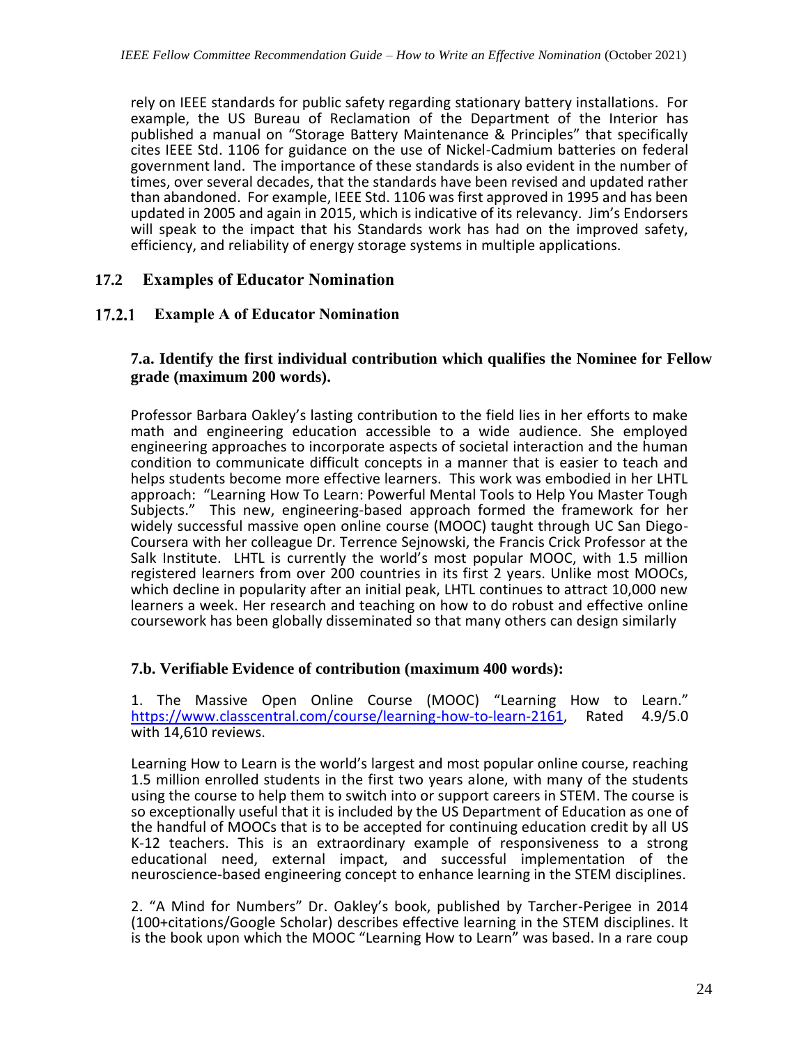rely on IEEE standards for public safety regarding stationary battery installations. For example, the US Bureau of Reclamation of the Department of the Interior has published a manual on "Storage Battery Maintenance & Principles" that specifically cites IEEE Std. 1106 for guidance on the use of Nickel-Cadmium batteries on federal government land. The importance of these standards is also evident in the number of times, over several decades, that the standards have been revised and updated rather than abandoned. For example, IEEE Std. 1106 was first approved in 1995 and has been updated in 2005 and again in 2015, which is indicative of its relevancy. Jim's Endorsers will speak to the impact that his Standards work has had on the improved safety, efficiency, and reliability of energy storage systems in multiple applications.

## 17.2 Examples of Educator Nomination

### 17.2.1 Example A of Educator Nomination

**7.a. Identify the first individual contribution which qualifies the Nominee for Fellow grade (maximum 200 words).**

Professor Barbara Oakley's lasting contribution to the field lies in her efforts to make math and engineering education accessible to a wide audience. She employed engineering approaches to incorporate aspects of societal interaction and the human condition to communicate difficult concepts in a manner that is easier to teach and helps students become more effective learners. This work was embodied in her LHTL approach: "Learning How To Learn: Powerful Mental Tools to Help You Master Tough Subjects." This new, engineering-based approach formed the framework for her widely successful massive open online course (MOOC) taught through UC San Diego-Coursera with her colleague Dr. Terrence Sejnowski, the Francis Crick Professor at the Salk Institute. LHTL is currently the world's most popular MOOC, with 1.5 million registered learners from over 200 countries in its first 2 years. Unlike most MOOCs, which decline in popularity after an initial peak, LHTL continues to attract 10,000 new learners a week. Her research and teaching on how to do robust and effective online coursework has been globally disseminated so that many others can design similarly

**7.b. Verifiable Evidence of contribution (maximum 400 words):**

1. The Massive Open Online Course (MOOC) "Learning How to Learn." https://www.classcentral.com/course/learning-how-to-learn-2161, Rated 4.9/5.0 with 14,610 reviews.

Learning How to Learn is the world's largest and most popular online course, reaching 1.5 million enrolled students in the first two years alone, with many of the students using the course to help them to switch into or support careers in STEM. The course is so exceptionally useful that it is included by the US Department of Education as one of the handful of MOOCs that is to be accepted for continuing education credit by all US K-12 teachers. This is an extraordinary example of responsiveness to a strong educational need, external impact, and successful implementation of the neuroscience-based engineering concept to enhance learning in the STEM disciplines.

2. "A Mind for Numbers" Dr. Oakley's book, published by Tarcher-Perigee in 2014 (100+citations/Google Scholar) describes effective learning in the STEM disciplines. It is the book upon which the MOOC "Learning How to Learn" was based. In a rare coup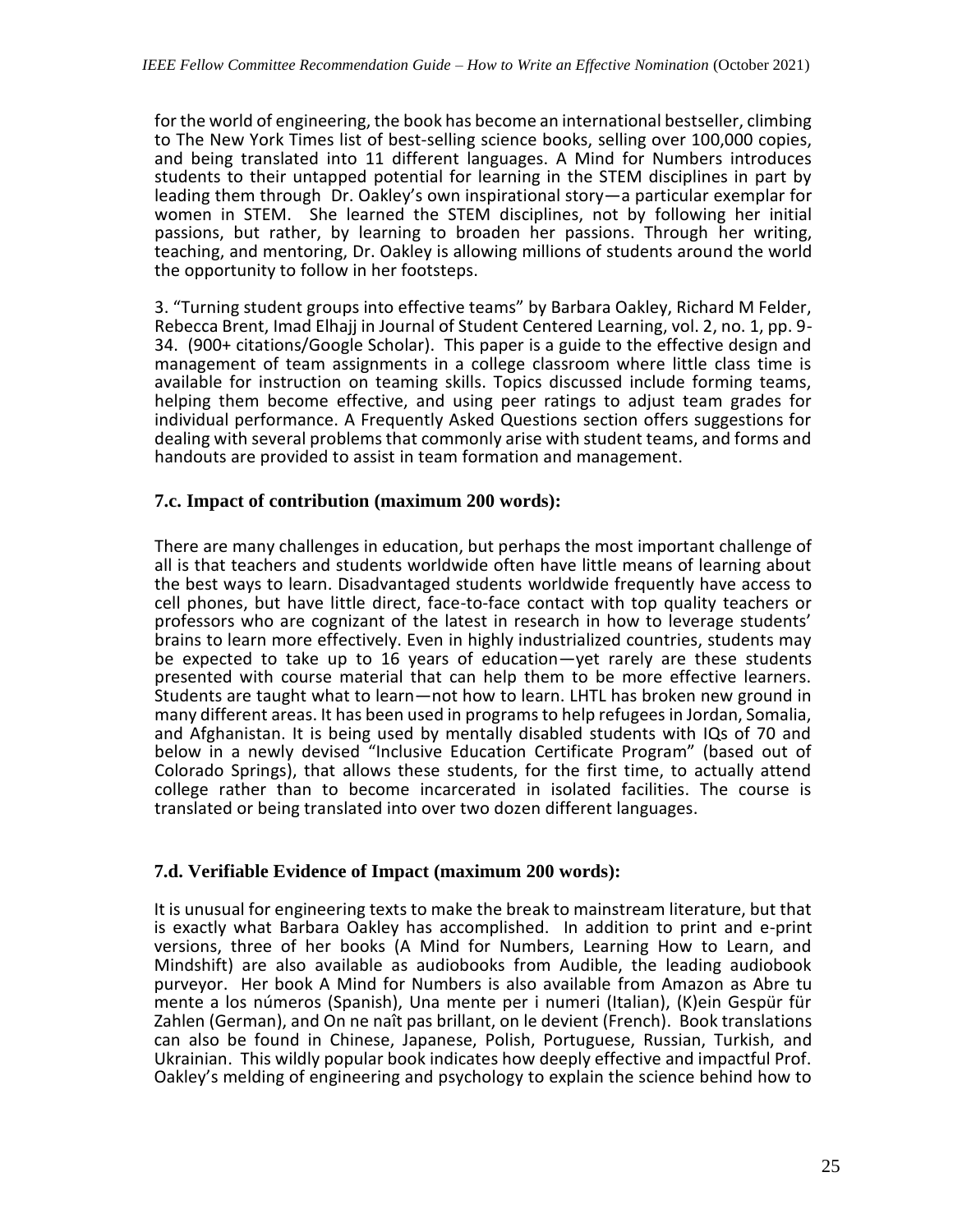for the world of engineering, the book has become an international bestseller, climbing to The New York Times list of best-selling science books, selling over 100,000 copies, and being translated into 11 different languages. A Mind for Numbers introduces students to their untapped potential for learning in the STEM disciplines in part by leading them through Dr. Oakley's own inspirational story—a particular exemplar for women in STEM. She learned the STEM disciplines, not by following her initial passions, but rather, by learning to broaden her passions. Through her writing, teaching, and mentoring, Dr. Oakley is allowing millions of students around the world the opportunity to follow in her footsteps.

3. "Turning student groups into effective teams" by Barbara Oakley, Richard M Felder, Rebecca Brent, Imad Elhajj in Journal of Student Centered Learning, vol. 2, no. 1, pp. 9-34. (900+ citations/Google Scholar). This paper is a guide to the effective design and management of team assignments in a college classroom where little class time is available for instruction on teaming skills. Topics discussed include forming teams, helping them become effective, and using peer ratings to adjust team grades for individual performance. A Frequently Asked Questions section offers suggestions for dealing with several problems that commonly arise with student teams, and forms and handouts are provided to assist in team formation and management.

### 7.c. Impact of contribution (maximum 200 words):

There are many challenges in education, but perhaps the most important challenge of all is that teachers and students worldwide often have little means of learning about the best ways to learn. Disadvantaged students worldwide frequently have access to cell phones, but have little direct, face-to-face contact with top quality teachers or professors who are cognizant of the latest in research in how to leverage students' brains to learn more effectively. Even in highly industrialized countries, students may be expected to take up to 16 years of education—yet rarely are these students presented with course material that can help them to be more effective learners. Students are taught what to learn—not how to learn. LHTL has broken new ground in many different areas. It has been used in programs to help refugees in Jordan, Somalia, and Afghanistan. It is being used by mentally disabled students with IQs of 70 and below in a newly devised "Inclusive Education Certificate Program" (based out of Colorado Springs), that allows these students, for the first time, to actually attend college rather than to become incarcerated in isolated facilities. The course is translated or being translated into over two dozen different languages.

### 7.d. Verifiable Evidence of Impact (maximum 200 words):

It is unusual for engineering texts to make the break to mainstream literature, but that is exactly what Barbara Oakley has accomplished. In addition to print and e-print versions, three of her books (A Mind for Numbers, Learning How to Learn, and Mindshift) are also available as audiobooks from Audible, the leading audiobook purveyor. Her book A Mind for Numbers is also available from Amazon as Abre tu mente a los números (Spanish), Una mente per i numeri (Italian), (K)ein Gespür für Zahlen (German), and On ne naît pas brillant, on le devient (French). Book translations can also be found in Chinese, Japanese, Polish, Portuguese, Russian, Turkish, and Ukrainian. This wildly popular book indicates how deeply effective and impactful Prof. Oakley's melding of engineering and psychology to explain the science behind how to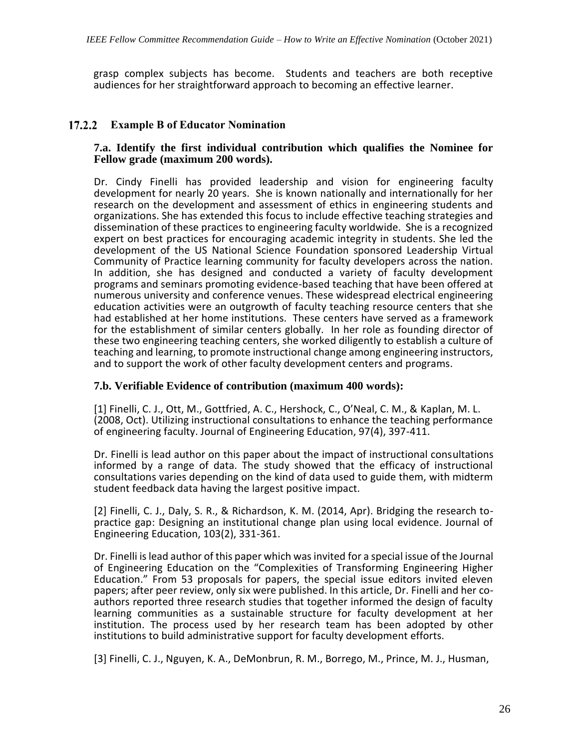grasp complex subjects has become. Students and teachers are both receptive audiences for her straightforward approach to becoming an effective learner.

### 17.2.2 Example B of Educator Nomination

**7.a. Identify the first individual contribution which qualifies the Nominee for Fellow grade (maximum 200 words).**

Dr. Cindy Finelli has provided leadership and vision for engineering faculty development for nearly 20 years. She is known nationally and internationally for her research on the development and assessment of ethics in engineering students and organizations. She has extended this focus to include effective teaching strategies and dissemination of these practices to engineering faculty worldwide. She is a recognized expert on best practices for encouraging academic integrity in students. She led the development of the US National Science Foundation sponsored Leadership Virtual Community of Practice learning community for faculty developers across the nation. In addition, she has designed and conducted a variety of faculty development programs and seminars promoting evidence-based teaching that have been offered at numerous university and conference venues. These widespread electrical engineering education activities were an outgrowth of faculty teaching resource centers that she had established at her home institutions. These centers have served as a framework for the establishment of similar centers globally. In her role as founding director of these two engineering teaching centers, she worked diligently to establish a culture of teaching and learning, to promote instructional change among engineering instructors, and to support the work of other faculty development centers and programs.

**7.b. Verifiable Evidence of contribution (maximum 400 words):**

[1] Finelli, C. J., Ott, M., Gottfried, A. C., Hershock, C., O'Neal, C. M., & Kaplan, M. L. (2008, Oct). Utilizing instructional consultations to enhance the teaching performance of engineering faculty. Journal of Engineering Education, 97(4), 397-411.

Dr. Finelli is lead author on this paper about the impact of instructional consultations informed by a range of data. The study showed that the efficacy of instructional consultations varies depending on the kind of data used to guide them, with midterm student feedback data having the largest positive impact.

[2] Finelli, C. J., Daly, S. R., & Richardson, K. M. (2014, Apr). Bridging the research to-practice gap: Designing an institutional change plan using local evidence. Journal of Engineering Education, 103(2), 331-361.

Dr. Finelli is lead author of this paper which was invited for a special issue of the Journal of Engineering Education on the "Complexities of Transforming Engineering Higher Education." From 53 proposals for papers, the special issue editors invited eleven papers; after peer review, only six were published. In this article, Dr. Finelli and her co-authors reported three research studies that together informed the design of faculty learning communities as a sustainable structure for faculty development at her institution. The process used by her research team has been adopted by other institutions to build administrative support for faculty development efforts.

[3] Finelli, C. J., Nguyen, K. A., DeMonbrun, R. M., Borrego, M., Prince, M. J., Husman,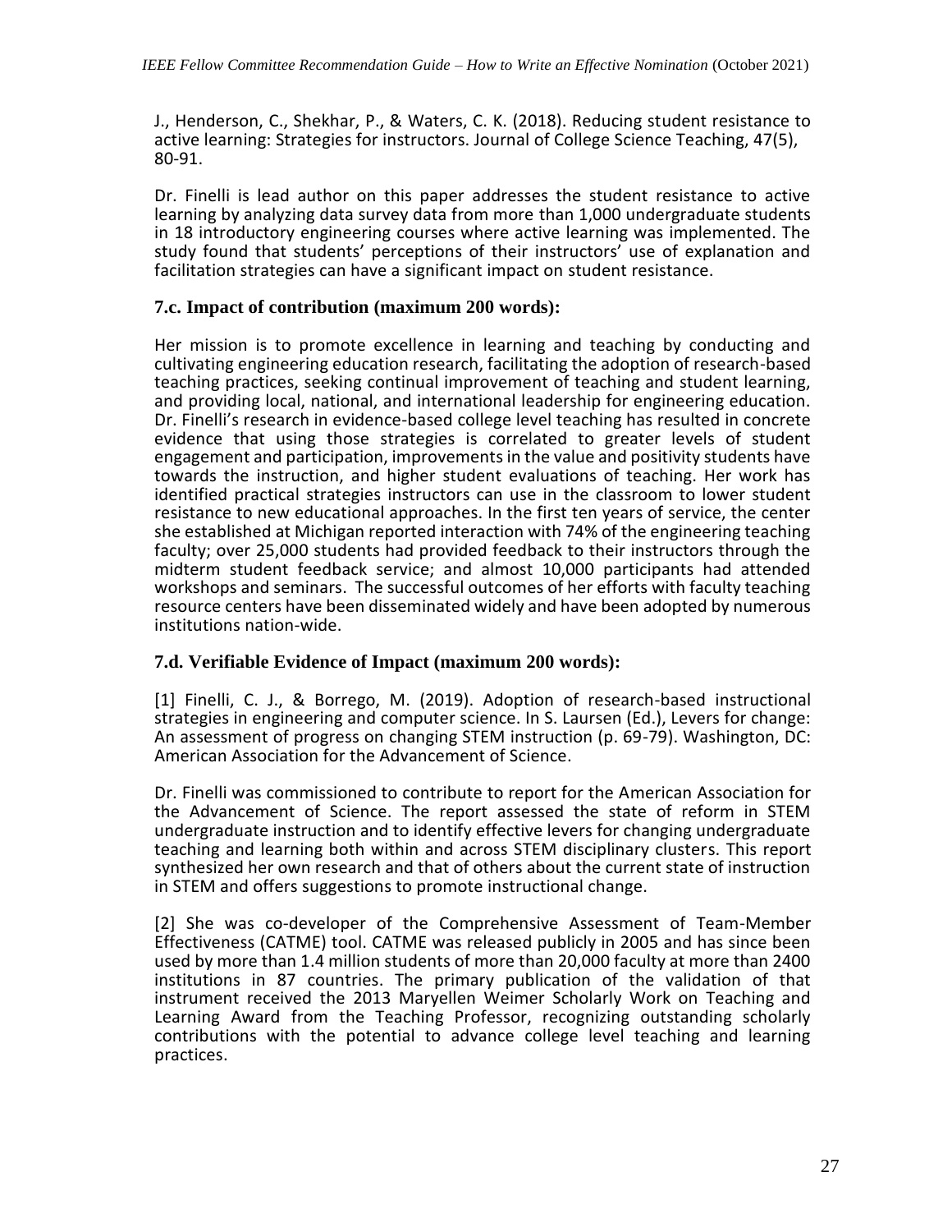J., Henderson, C., Shekhar, P., & Waters, C. K. (2018). Reducing student resistance to active learning: Strategies for instructors. Journal of College Science Teaching, 47(5), 80-91.

Dr. Finelli is lead author on this paper addresses the student resistance to active learning by analyzing data survey data from more than 1,000 undergraduate students in 18 introductory engineering courses where active learning was implemented. The study found that students' perceptions of their instructors' use of explanation and facilitation strategies can have a significant impact on student resistance.

### 7.c. Impact of contribution (maximum 200 words):

Her mission is to promote excellence in learning and teaching by conducting and cultivating engineering education research, facilitating the adoption of research-based teaching practices, seeking continual improvement of teaching and student learning, and providing local, national, and international leadership for engineering education. Dr. Finelli's research in evidence-based college level teaching has resulted in concrete evidence that using those strategies is correlated to greater levels of student engagement and participation, improvements in the value and positivity students have towards the instruction, and higher student evaluations of teaching. Her work has identified practical strategies instructors can use in the classroom to lower student resistance to new educational approaches. In the first ten years of service, the center she established at Michigan reported interaction with 74% of the engineering teaching faculty; over 25,000 students had provided feedback to their instructors through the midterm student feedback service; and almost 10,000 participants had attended workshops and seminars. The successful outcomes of her efforts with faculty teaching resource centers have been disseminated widely and have been adopted by numerous institutions nation-wide.

### 7.d. Verifiable Evidence of Impact (maximum 200 words):

[1] Finelli, C. J., & Borrego, M. (2019). Adoption of research-based instructional strategies in engineering and computer science. In S. Laursen (Ed.), Levers for change: An assessment of progress on changing STEM instruction (p. 69-79). Washington, DC: American Association for the Advancement of Science.

Dr. Finelli was commissioned to contribute to report for the American Association for the Advancement of Science. The report assessed the state of reform in STEM undergraduate instruction and to identify effective levers for changing undergraduate teaching and learning both within and across STEM disciplinary clusters. This report synthesized her own research and that of others about the current state of instruction in STEM and offers suggestions to promote instructional change.

[2] She was co-developer of the Comprehensive Assessment of Team-Member Effectiveness (CATME) tool. CATME was released publicly in 2005 and has since been used by more than 1.4 million students of more than 20,000 faculty at more than 2400 institutions in 87 countries. The primary publication of the validation of that instrument received the 2013 Maryellen Weimer Scholarly Work on Teaching and Learning Award from the Teaching Professor, recognizing outstanding scholarly contributions with the potential to advance college level teaching and learning practices.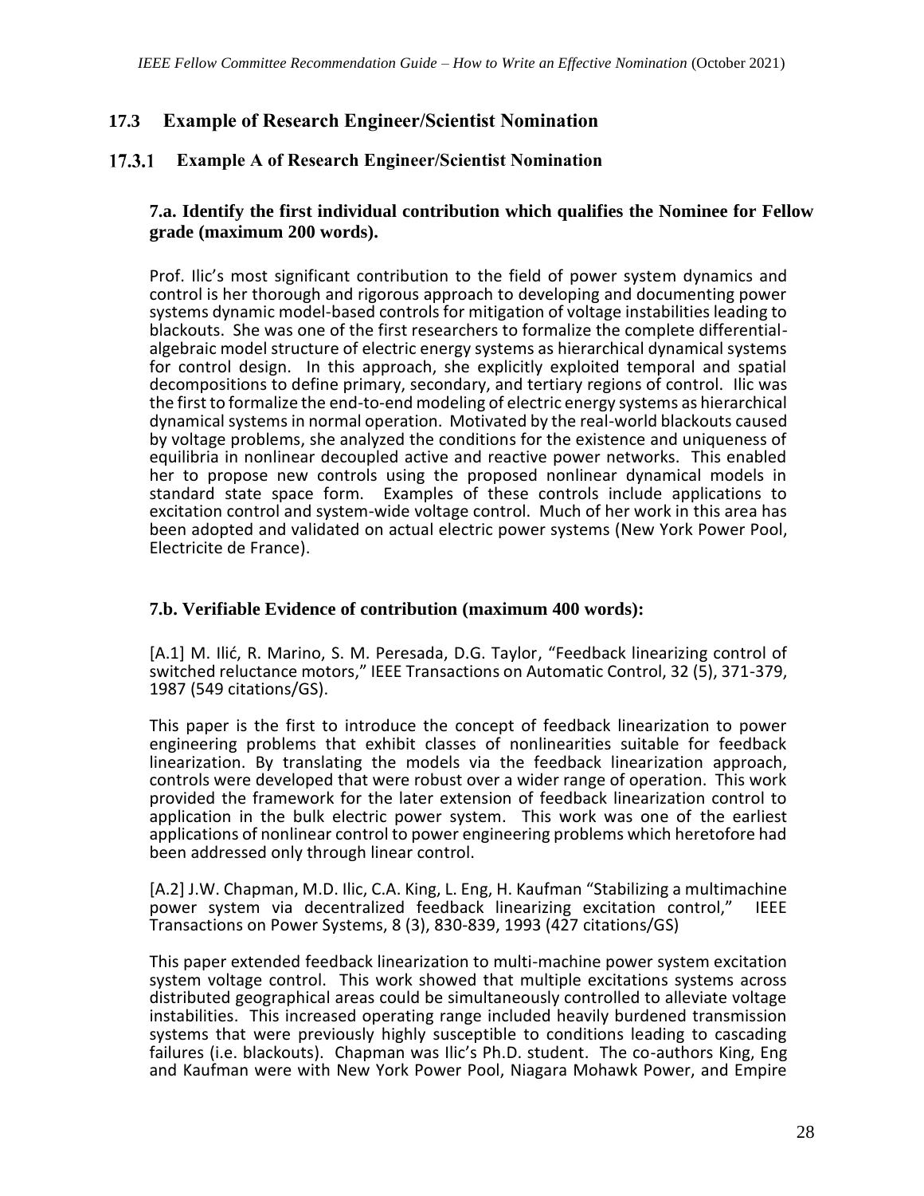## 17.3 Example of Research Engineer/Scientist Nomination

### 17.3.1 Example A of Research Engineer/Scientist Nomination

#### 7.a. Identify the first individual contribution which qualifies the Nominee for Fellow grade (maximum 200 words).

Prof. Ilic's most significant contribution to the field of power system dynamics and control is her thorough and rigorous approach to developing and documenting power systems dynamic model-based controls for mitigation of voltage instabilities leading to blackouts. She was one of the first researchers to formalize the complete differential-algebraic model structure of electric energy systems as hierarchical dynamical systems for control design. In this approach, she explicitly exploited temporal and spatial decompositions to define primary, secondary, and tertiary regions of control. Ilic was the first to formalize the end-to-end modeling of electric energy systems as hierarchical dynamical systems in normal operation. Motivated by the real-world blackouts caused by voltage problems, she analyzed the conditions for the existence and uniqueness of equilibria in nonlinear decoupled active and reactive power networks. This enabled her to propose new controls using the proposed nonlinear dynamical models in standard state space form. Examples of these controls include applications to excitation control and system-wide voltage control. Much of her work in this area has been adopted and validated on actual electric power systems (New York Power Pool, Electricite de France).

#### 7.b. Verifiable Evidence of contribution (maximum 400 words):

[A.1] M. Ilić, R. Marino, S. M. Peresada, D.G. Taylor, "Feedback linearizing control of switched reluctance motors," IEEE Transactions on Automatic Control, 32 (5), 371-379, 1987 (549 citations/GS).

This paper is the first to introduce the concept of feedback linearization to power engineering problems that exhibit classes of nonlinearities suitable for feedback linearization. By translating the models via the feedback linearization approach, controls were developed that were robust over a wider range of operation. This work provided the framework for the later extension of feedback linearization control to application in the bulk electric power system. This work was one of the earliest applications of nonlinear control to power engineering problems which heretofore had been addressed only through linear control.

[A.2] J.W. Chapman, M.D. Ilic, C.A. King, L. Eng, H. Kaufman "Stabilizing a multimachine power system via decentralized feedback linearizing excitation control," IEEE Transactions on Power Systems, 8 (3), 830-839, 1993 (427 citations/GS)

This paper extended feedback linearization to multi-machine power system excitation system voltage control. This work showed that multiple excitations systems across distributed geographical areas could be simultaneously controlled to alleviate voltage instabilities. This increased operating range included heavily burdened transmission systems that were previously highly susceptible to conditions leading to cascading failures (i.e. blackouts). Chapman was Ilic's Ph.D. student. The co-authors King, Eng and Kaufman were with New York Power Pool, Niagara Mohawk Power, and Empire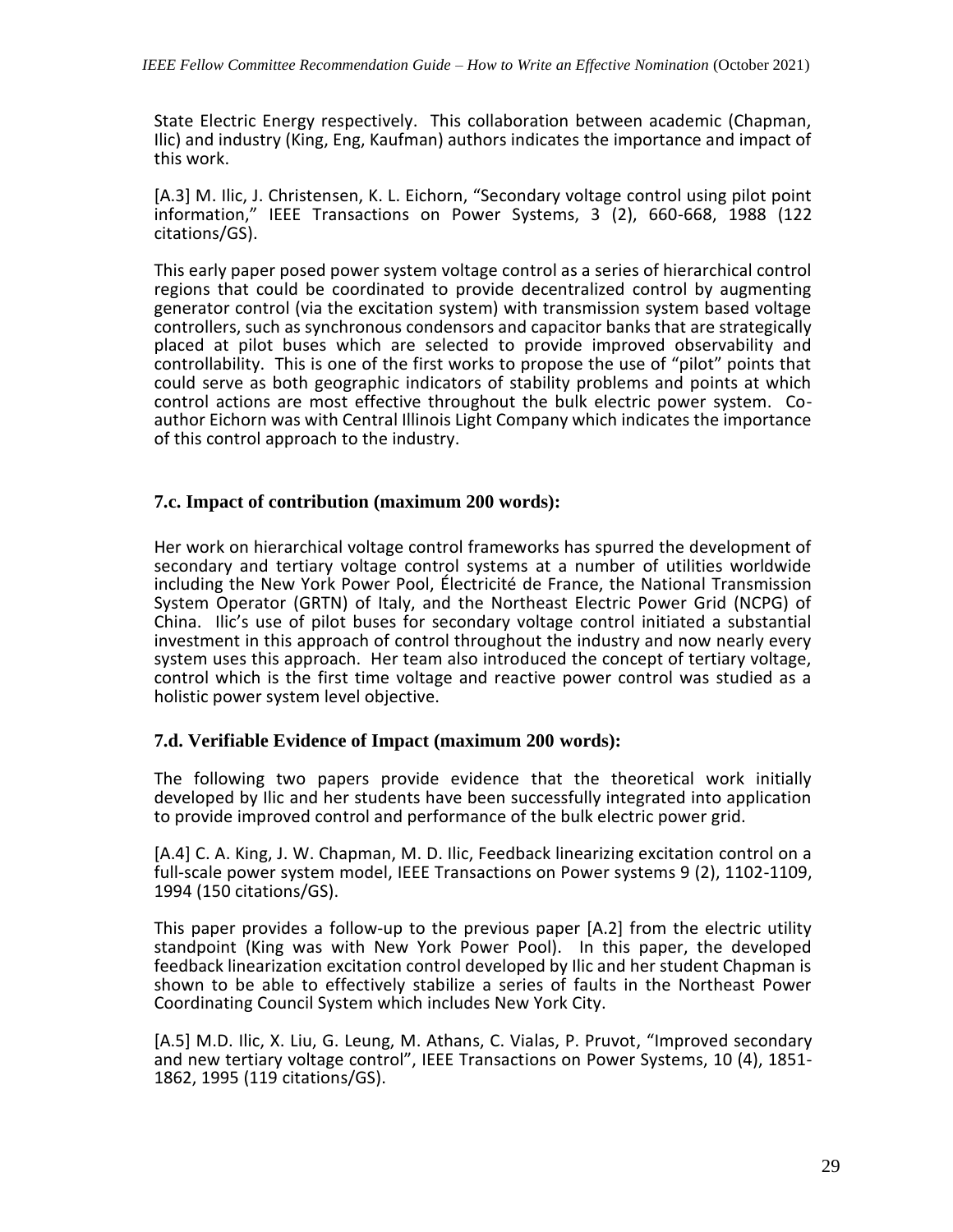State Electric Energy respectively. This collaboration between academic (Chapman, Ilic) and industry (King, Eng, Kaufman) authors indicates the importance and impact of this work.

[A.3] M. Ilic, J. Christensen, K. L. Eichorn, "Secondary voltage control using pilot point information," IEEE Transactions on Power Systems, 3 (2), 660-668, 1988 (122 citations/GS).

This early paper posed power system voltage control as a series of hierarchical control regions that could be coordinated to provide decentralized control by augmenting generator control (via the excitation system) with transmission system based voltage controllers, such as synchronous condensors and capacitor banks that are strategically placed at pilot buses which are selected to provide improved observability and controllability. This is one of the first works to propose the use of "pilot" points that could serve as both geographic indicators of stability problems and points at which control actions are most effective throughout the bulk electric power system. Co-author Eichorn was with Central Illinois Light Company which indicates the importance of this control approach to the industry.

### 7.c. Impact of contribution (maximum 200 words):

Her work on hierarchical voltage control frameworks has spurred the development of secondary and tertiary voltage control systems at a number of utilities worldwide including the New York Power Pool, Électricité de France, the National Transmission System Operator (GRTN) of Italy, and the Northeast Electric Power Grid (NCPG) of China. Ilic's use of pilot buses for secondary voltage control initiated a substantial investment in this approach of control throughout the industry and now nearly every system uses this approach. Her team also introduced the concept of tertiary voltage, control which is the first time voltage and reactive power control was studied as a holistic power system level objective.

### 7.d. Verifiable Evidence of Impact (maximum 200 words):

The following two papers provide evidence that the theoretical work initially developed by Ilic and her students have been successfully integrated into application to provide improved control and performance of the bulk electric power grid.

[A.4] C. A. King, J. W. Chapman, M. D. Ilic, Feedback linearizing excitation control on a full-scale power system model, IEEE Transactions on Power systems 9 (2), 1102-1109, 1994 (150 citations/GS).

This paper provides a follow-up to the previous paper [A.2] from the electric utility standpoint (King was with New York Power Pool). In this paper, the developed feedback linearization excitation control developed by Ilic and her student Chapman is shown to be able to effectively stabilize a series of faults in the Northeast Power Coordinating Council System which includes New York City.

[A.5] M.D. Ilic, X. Liu, G. Leung, M. Athans, C. Vialas, P. Pruvot, "Improved secondary and new tertiary voltage control", IEEE Transactions on Power Systems, 10 (4), 1851-1862, 1995 (119 citations/GS).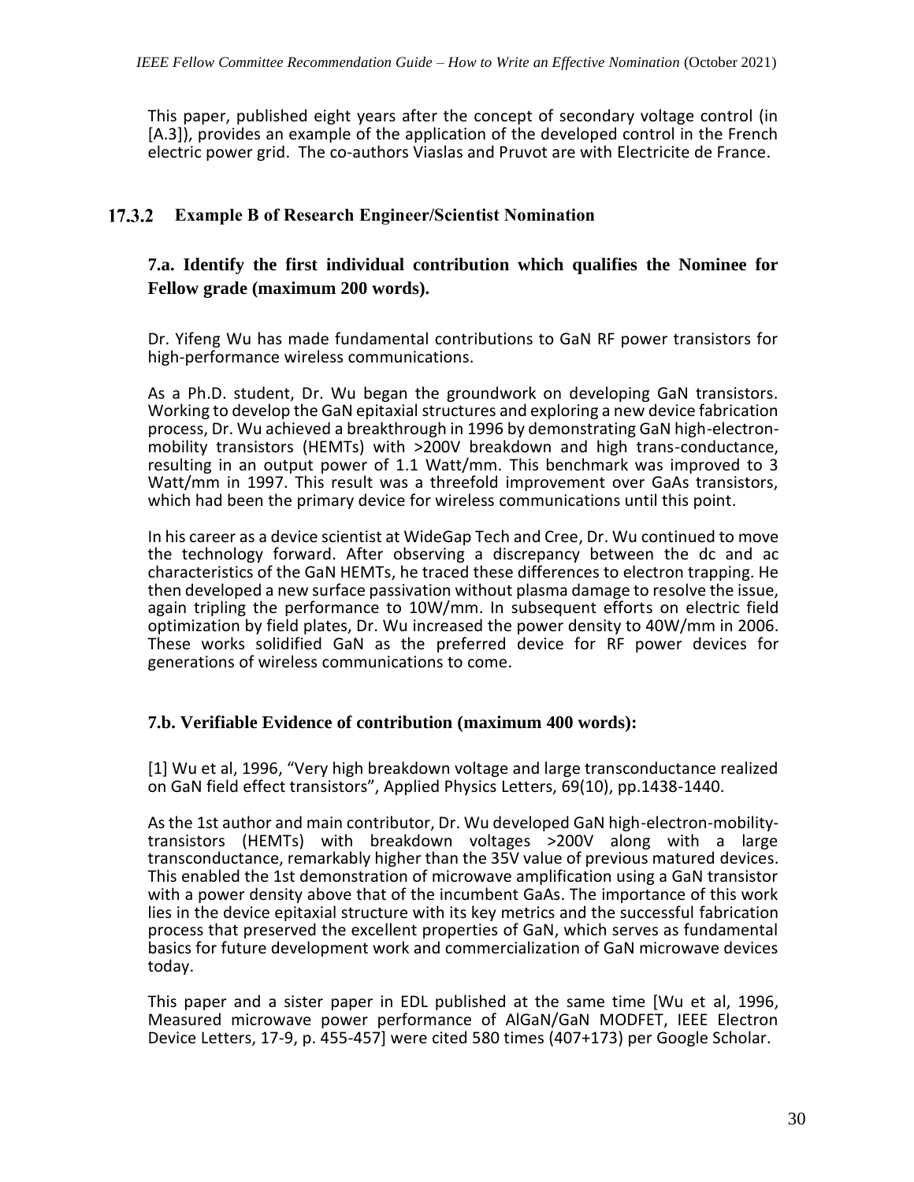This paper, published eight years after the concept of secondary voltage control (in [A.3]), provides an example of the application of the developed control in the French electric power grid. The co-authors Viaslas and Pruvot are with Electricite de France.

### 17.3.2 Example B of Research Engineer/Scientist Nomination

#### 7.a. Identify the first individual contribution which qualifies the Nominee for Fellow grade (maximum 200 words).

Dr. Yifeng Wu has made fundamental contributions to GaN RF power transistors for high-performance wireless communications.

As a Ph.D. student, Dr. Wu began the groundwork on developing GaN transistors. Working to develop the GaN epitaxial structures and exploring a new device fabrication process, Dr. Wu achieved a breakthrough in 1996 by demonstrating GaN high-electron-mobility transistors (HEMTs) with >200V breakdown and high trans-conductance, resulting in an output power of 1.1 Watt/mm. This benchmark was improved to 3 Watt/mm in 1997. This result was a threefold improvement over GaAs transistors, which had been the primary device for wireless communications until this point.

In his career as a device scientist at WideGap Tech and Cree, Dr. Wu continued to move the technology forward. After observing a discrepancy between the dc and ac characteristics of the GaN HEMTs, he traced these differences to electron trapping. He then developed a new surface passivation without plasma damage to resolve the issue, again tripling the performance to 10W/mm. In subsequent efforts on electric field optimization by field plates, Dr. Wu increased the power density to 40W/mm in 2006. These works solidified GaN as the preferred device for RF power devices for generations of wireless communications to come.

#### 7.b. Verifiable Evidence of contribution (maximum 400 words):

[1] Wu et al, 1996, "Very high breakdown voltage and large transconductance realized on GaN field effect transistors", Applied Physics Letters, 69(10), pp.1438-1440.

As the 1st author and main contributor, Dr. Wu developed GaN high-electron-mobility-transistors (HEMTs) with breakdown voltages >200V along with a large transconductance, remarkably higher than the 35V value of previous matured devices. This enabled the 1st demonstration of microwave amplification using a GaN transistor with a power density above that of the incumbent GaAs. The importance of this work lies in the device epitaxial structure with its key metrics and the successful fabrication process that preserved the excellent properties of GaN, which serves as fundamental basics for future development work and commercialization of GaN microwave devices today.

This paper and a sister paper in EDL published at the same time [Wu et al, 1996, Measured microwave power performance of AlGaN/GaN MODFET, IEEE Electron Device Letters, 17-9, p. 455-457] were cited 580 times (407+173) per Google Scholar.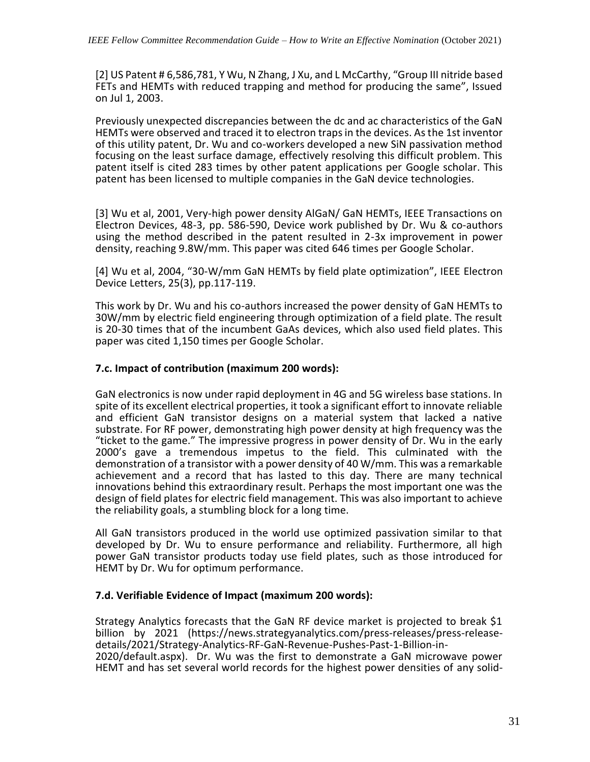[2] US Patent # 6,586,781, Y Wu, N Zhang, J Xu, and L McCarthy, "Group III nitride based FETs and HEMTs with reduced trapping and method for producing the same", Issued on Jul 1, 2003.

Previously unexpected discrepancies between the dc and ac characteristics of the GaN HEMTs were observed and traced it to electron traps in the devices. As the 1st inventor of this utility patent, Dr. Wu and co-workers developed a new SiN passivation method focusing on the least surface damage, effectively resolving this difficult problem. This patent itself is cited 283 times by other patent applications per Google scholar. This patent has been licensed to multiple companies in the GaN device technologies.

[3] Wu et al, 2001, Very-high power density AlGaN/ GaN HEMTs, IEEE Transactions on Electron Devices, 48-3, pp. 586-590, Device work published by Dr. Wu & co-authors using the method described in the patent resulted in 2-3x improvement in power density, reaching 9.8W/mm. This paper was cited 646 times per Google Scholar.

[4] Wu et al, 2004, "30-W/mm GaN HEMTs by field plate optimization", IEEE Electron Device Letters, 25(3), pp.117-119.

This work by Dr. Wu and his co-authors increased the power density of GaN HEMTs to 30W/mm by electric field engineering through optimization of a field plate. The result is 20-30 times that of the incumbent GaAs devices, which also used field plates. This paper was cited 1,150 times per Google Scholar.

### 7.c. Impact of contribution (maximum 200 words):

GaN electronics is now under rapid deployment in 4G and 5G wireless base stations. In spite of its excellent electrical properties, it took a significant effort to innovate reliable and efficient GaN transistor designs on a material system that lacked a native substrate. For RF power, demonstrating high power density at high frequency was the "ticket to the game." The impressive progress in power density of Dr. Wu in the early 2000's gave a tremendous impetus to the field. This culminated with the demonstration of a transistor with a power density of 40 W/mm. This was a remarkable achievement and a record that has lasted to this day. There are many technical innovations behind this extraordinary result. Perhaps the most important one was the design of field plates for electric field management. This was also important to achieve the reliability goals, a stumbling block for a long time.

All GaN transistors produced in the world use optimized passivation similar to that developed by Dr. Wu to ensure performance and reliability. Furthermore, all high power GaN transistor products today use field plates, such as those introduced for HEMT by Dr. Wu for optimum performance.

### 7.d. Verifiable Evidence of Impact (maximum 200 words):

Strategy Analytics forecasts that the GaN RF device market is projected to break $1 billion by 2021 (https://news.strategyanalytics.com/press-releases/press-release-details/2021/Strategy-Analytics-RF-GaN-Revenue-Pushes-Past-1-Billion-in-2020/default.aspx). Dr. Wu was the first to demonstrate a GaN microwave power HEMT and has set several world records for the highest power densities of any solid-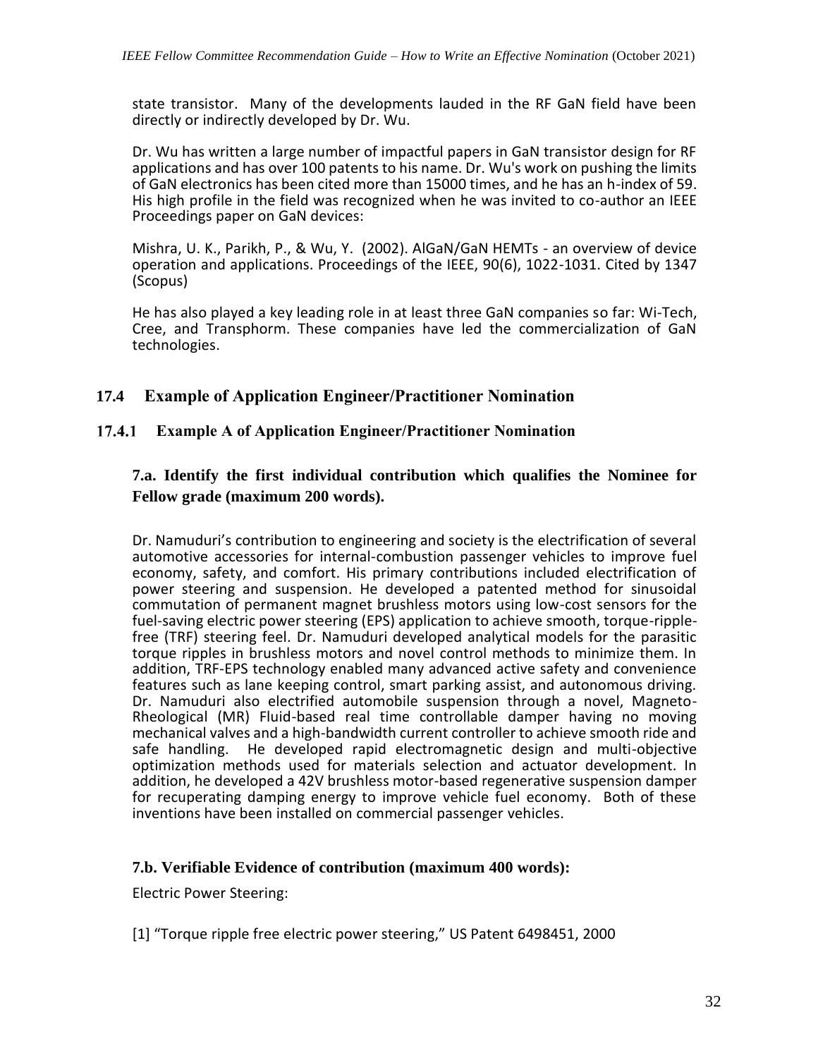state transistor. Many of the developments lauded in the RF GaN field have been directly or indirectly developed by Dr. Wu.

Dr. Wu has written a large number of impactful papers in GaN transistor design for RF applications and has over 100 patents to his name. Dr. Wu's work on pushing the limits of GaN electronics has been cited more than 15000 times, and he has an h-index of 59. His high profile in the field was recognized when he was invited to co-author an IEEE Proceedings paper on GaN devices:

Mishra, U. K., Parikh, P., & Wu, Y. (2002). AlGaN/GaN HEMTs - an overview of device operation and applications. Proceedings of the IEEE, 90(6), 1022-1031. Cited by 1347 (Scopus)

He has also played a key leading role in at least three GaN companies so far: Wi-Tech, Cree, and Transphorm. These companies have led the commercialization of GaN technologies.

## 17.4 Example of Application Engineer/Practitioner Nomination

### 17.4.1 Example A of Application Engineer/Practitioner Nomination

#### 7.a. Identify the first individual contribution which qualifies the Nominee for Fellow grade (maximum 200 words).

Dr. Namuduri's contribution to engineering and society is the electrification of several automotive accessories for internal-combustion passenger vehicles to improve fuel economy, safety, and comfort. His primary contributions included electrification of power steering and suspension. He developed a patented method for sinusoidal commutation of permanent magnet brushless motors using low-cost sensors for the fuel-saving electric power steering (EPS) application to achieve smooth, torque-ripple-free (TRF) steering feel. Dr. Namuduri developed analytical models for the parasitic torque ripples in brushless motors and novel control methods to minimize them. In addition, TRF-EPS technology enabled many advanced active safety and convenience features such as lane keeping control, smart parking assist, and autonomous driving. Dr. Namuduri also electrified automobile suspension through a novel, Magneto-Rheological (MR) Fluid-based real time controllable damper having no moving mechanical valves and a high-bandwidth current controller to achieve smooth ride and safe handling. He developed rapid electromagnetic design and multi-objective optimization methods used for materials selection and actuator development. In addition, he developed a 42V brushless motor-based regenerative suspension damper for recuperating damping energy to improve vehicle fuel economy. Both of these inventions have been installed on commercial passenger vehicles.

#### 7.b. Verifiable Evidence of contribution (maximum 400 words):

Electric Power Steering:

[1] "Torque ripple free electric power steering," US Patent 6498451, 2000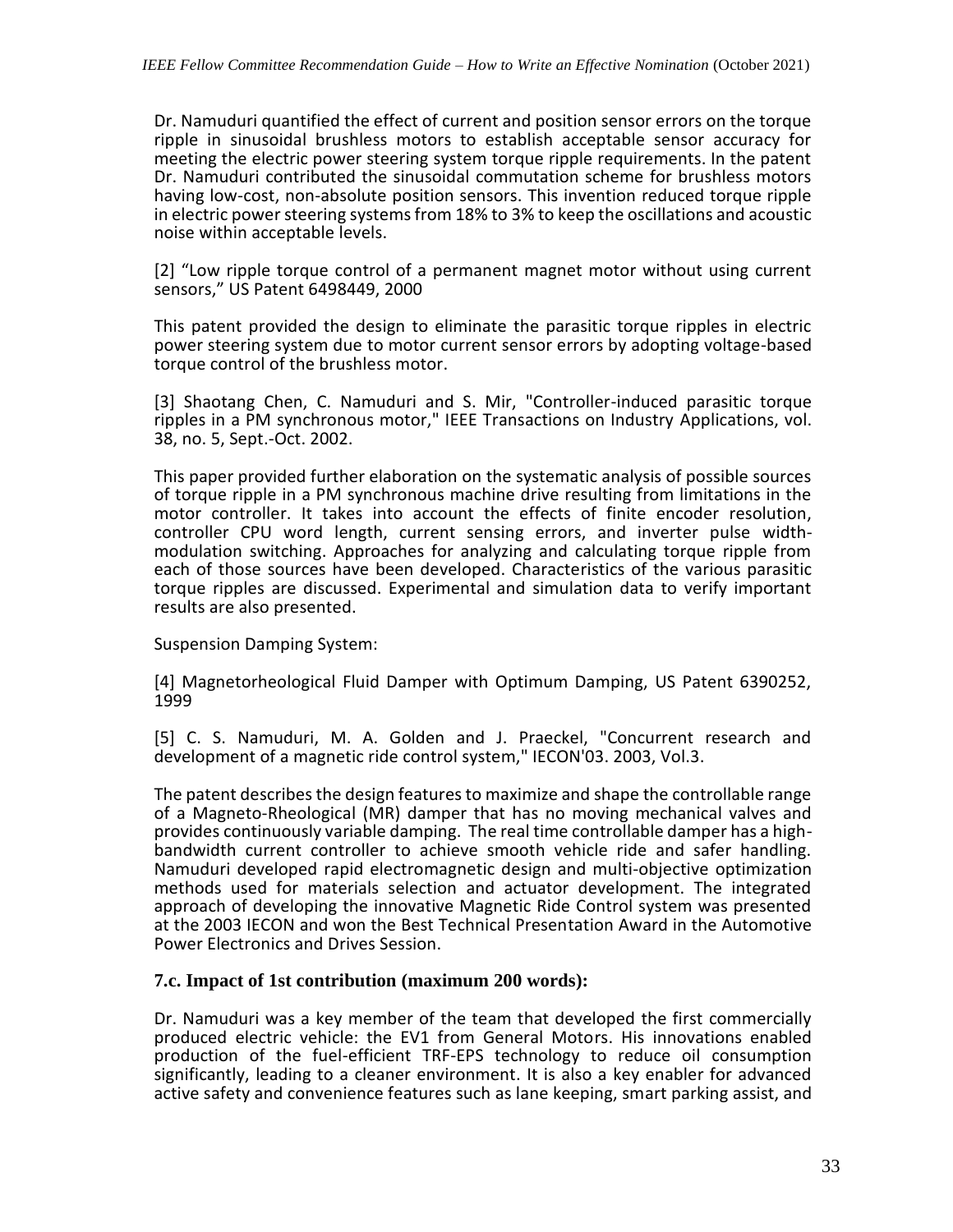Dr. Namuduri quantified the effect of current and position sensor errors on the torque ripple in sinusoidal brushless motors to establish acceptable sensor accuracy for meeting the electric power steering system torque ripple requirements. In the patent Dr. Namuduri contributed the sinusoidal commutation scheme for brushless motors having low-cost, non-absolute position sensors. This invention reduced torque ripple in electric power steering systems from 18% to 3% to keep the oscillations and acoustic noise within acceptable levels.

[2] "Low ripple torque control of a permanent magnet motor without using current sensors," US Patent 6498449, 2000

This patent provided the design to eliminate the parasitic torque ripples in electric power steering system due to motor current sensor errors by adopting voltage-based torque control of the brushless motor.

[3] Shaotang Chen, C. Namuduri and S. Mir, "Controller-induced parasitic torque ripples in a PM synchronous motor," IEEE Transactions on Industry Applications, vol. 38, no. 5, Sept.-Oct. 2002.

This paper provided further elaboration on the systematic analysis of possible sources of torque ripple in a PM synchronous machine drive resulting from limitations in the motor controller. It takes into account the effects of finite encoder resolution, controller CPU word length, current sensing errors, and inverter pulse width-modulation switching. Approaches for analyzing and calculating torque ripple from each of those sources have been developed. Characteristics of the various parasitic torque ripples are discussed. Experimental and simulation data to verify important results are also presented.

Suspension Damping System:

[4] Magnetorheological Fluid Damper with Optimum Damping, US Patent 6390252, 1999

[5] C. S. Namuduri, M. A. Golden and J. Praeckel, "Concurrent research and development of a magnetic ride control system," IECON'03. 2003, Vol.3.

The patent describes the design features to maximize and shape the controllable range of a Magneto-Rheological (MR) damper that has no moving mechanical valves and provides continuously variable damping. The real time controllable damper has a high-bandwidth current controller to achieve smooth vehicle ride and safer handling. Namuduri developed rapid electromagnetic design and multi-objective optimization methods used for materials selection and actuator development. The integrated approach of developing the innovative Magnetic Ride Control system was presented at the 2003 IECON and won the Best Technical Presentation Award in the Automotive Power Electronics and Drives Session.

### 7.c. Impact of 1st contribution (maximum 200 words):

Dr. Namuduri was a key member of the team that developed the first commercially produced electric vehicle: the EV1 from General Motors. His innovations enabled production of the fuel-efficient TRF-EPS technology to reduce oil consumption significantly, leading to a cleaner environment. It is also a key enabler for advanced active safety and convenience features such as lane keeping, smart parking assist, and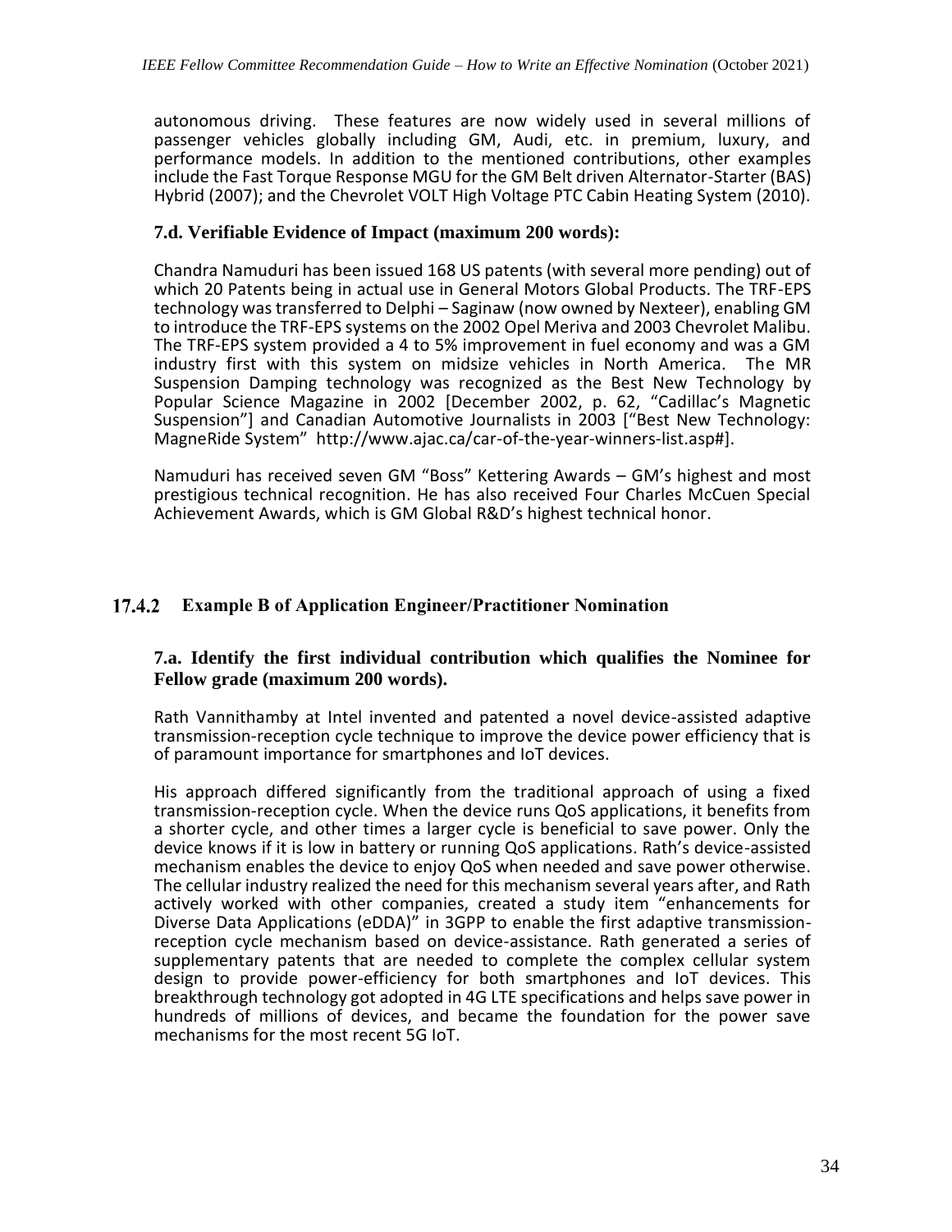autonomous driving. These features are now widely used in several millions of passenger vehicles globally including GM, Audi, etc. in premium, luxury, and performance models. In addition to the mentioned contributions, other examples include the Fast Torque Response MGU for the GM Belt driven Alternator-Starter (BAS) Hybrid (2007); and the Chevrolet VOLT High Voltage PTC Cabin Heating System (2010).

**7.d. Verifiable Evidence of Impact (maximum 200 words):**

Chandra Namuduri has been issued 168 US patents (with several more pending) out of which 20 Patents being in actual use in General Motors Global Products. The TRF-EPS technology was transferred to Delphi – Saginaw (now owned by Nexteer), enabling GM to introduce the TRF-EPS systems on the 2002 Opel Meriva and 2003 Chevrolet Malibu. The TRF-EPS system provided a 4 to 5% improvement in fuel economy and was a GM industry first with this system on midsize vehicles in North America. The MR Suspension Damping technology was recognized as the Best New Technology by Popular Science Magazine in 2002 [December 2002, p. 62, "Cadillac's Magnetic Suspension"] and Canadian Automotive Journalists in 2003 ["Best New Technology: MagneRide System" http://www.ajac.ca/car-of-the-year-winners-list.asp#].

Namuduri has received seven GM "Boss" Kettering Awards – GM's highest and most prestigious technical recognition. He has also received Four Charles McCuen Special Achievement Awards, which is GM Global R&D's highest technical honor.

### 17.4.2 Example B of Application Engineer/Practitioner Nomination

**7.a. Identify the first individual contribution which qualifies the Nominee for Fellow grade (maximum 200 words).**

Rath Vannithamby at Intel invented and patented a novel device-assisted adaptive transmission-reception cycle technique to improve the device power efficiency that is of paramount importance for smartphones and IoT devices.

His approach differed significantly from the traditional approach of using a fixed transmission-reception cycle. When the device runs QoS applications, it benefits from a shorter cycle, and other times a larger cycle is beneficial to save power. Only the device knows if it is low in battery or running QoS applications. Rath's device-assisted mechanism enables the device to enjoy QoS when needed and save power otherwise. The cellular industry realized the need for this mechanism several years after, and Rath actively worked with other companies, created a study item "enhancements for Diverse Data Applications (eDDA)" in 3GPP to enable the first adaptive transmission-reception cycle mechanism based on device-assistance. Rath generated a series of supplementary patents that are needed to complete the complex cellular system design to provide power-efficiency for both smartphones and IoT devices. This breakthrough technology got adopted in 4G LTE specifications and helps save power in hundreds of millions of devices, and became the foundation for the power save mechanisms for the most recent 5G IoT.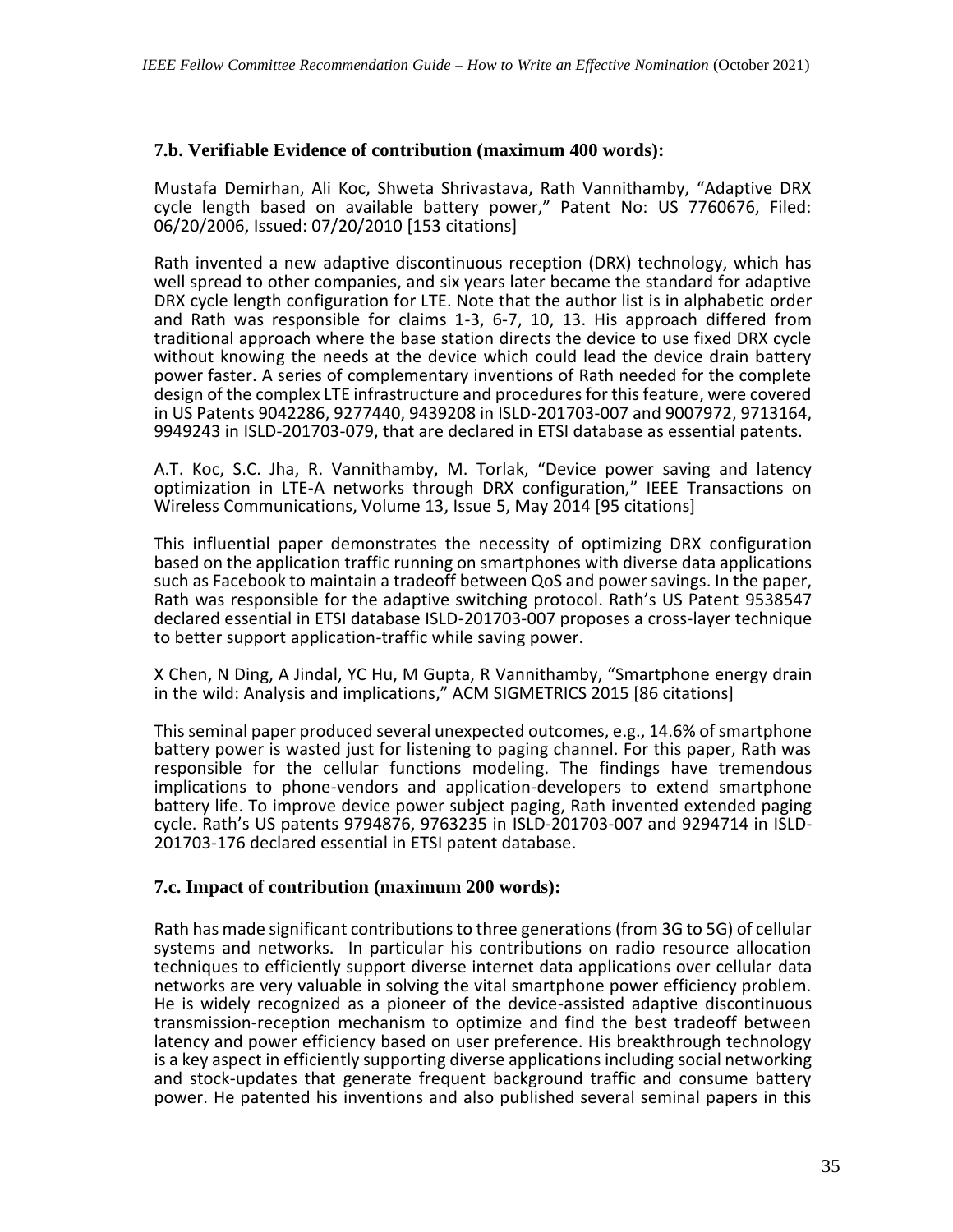### 7.b. Verifiable Evidence of contribution (maximum 400 words):

Mustafa Demirhan, Ali Koc, Shweta Shrivastava, Rath Vannithamby, "Adaptive DRX cycle length based on available battery power," Patent No: US 7760676, Filed: 06/20/2006, Issued: 07/20/2010 [153 citations]

Rath invented a new adaptive discontinuous reception (DRX) technology, which has well spread to other companies, and six years later became the standard for adaptive DRX cycle length configuration for LTE. Note that the author list is in alphabetic order and Rath was responsible for claims 1-3, 6-7, 10, 13. His approach differed from traditional approach where the base station directs the device to use fixed DRX cycle without knowing the needs at the device which could lead the device drain battery power faster. A series of complementary inventions of Rath needed for the complete design of the complex LTE infrastructure and procedures for this feature, were covered in US Patents 9042286, 9277440, 9439208 in ISLD-201703-007 and 9007972, 9713164, 9949243 in ISLD-201703-079, that are declared in ETSI database as essential patents.

A.T. Koc, S.C. Jha, R. Vannithamby, M. Torlak, "Device power saving and latency optimization in LTE-A networks through DRX configuration," IEEE Transactions on Wireless Communications, Volume 13, Issue 5, May 2014 [95 citations]

This influential paper demonstrates the necessity of optimizing DRX configuration based on the application traffic running on smartphones with diverse data applications such as Facebook to maintain a tradeoff between QoS and power savings. In the paper, Rath was responsible for the adaptive switching protocol. Rath's US Patent 9538547 declared essential in ETSI database ISLD-201703-007 proposes a cross-layer technique to better support application-traffic while saving power.

X Chen, N Ding, A Jindal, YC Hu, M Gupta, R Vannithamby, "Smartphone energy drain in the wild: Analysis and implications," ACM SIGMETRICS 2015 [86 citations]

This seminal paper produced several unexpected outcomes, e.g., 14.6% of smartphone battery power is wasted just for listening to paging channel. For this paper, Rath was responsible for the cellular functions modeling. The findings have tremendous implications to phone-vendors and application-developers to extend smartphone battery life. To improve device power subject paging, Rath invented extended paging cycle. Rath's US patents 9794876, 9763235 in ISLD-201703-007 and 9294714 in ISLD-201703-176 declared essential in ETSI patent database.

### 7.c. Impact of contribution (maximum 200 words):

Rath has made significant contributions to three generations (from 3G to 5G) of cellular systems and networks. In particular his contributions on radio resource allocation techniques to efficiently support diverse internet data applications over cellular data networks are very valuable in solving the vital smartphone power efficiency problem. He is widely recognized as a pioneer of the device-assisted adaptive discontinuous transmission-reception mechanism to optimize and find the best tradeoff between latency and power efficiency based on user preference. His breakthrough technology is a key aspect in efficiently supporting diverse applications including social networking and stock-updates that generate frequent background traffic and consume battery power. He patented his inventions and also published several seminal papers in this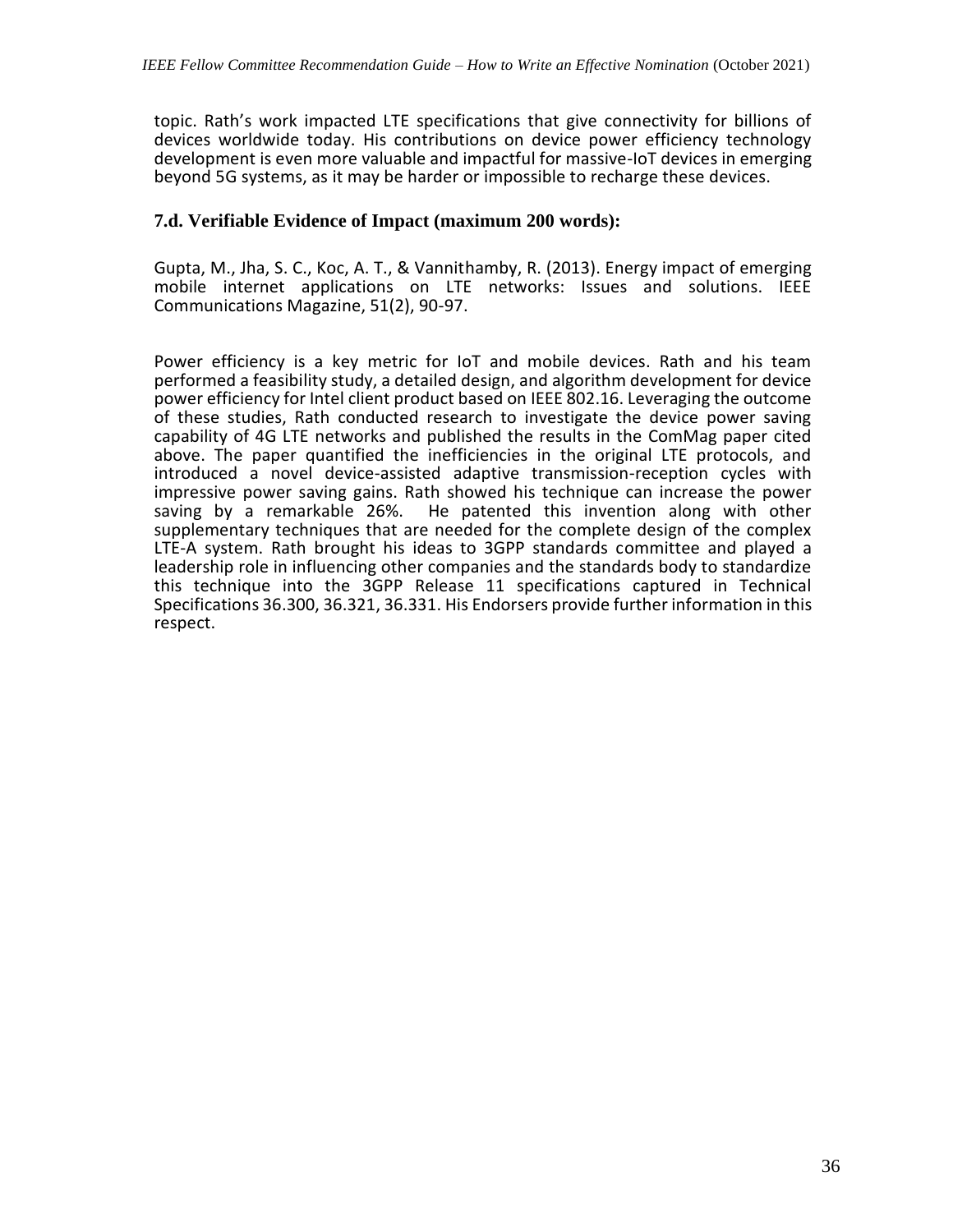topic. Rath's work impacted LTE specifications that give connectivity for billions of devices worldwide today. His contributions on device power efficiency technology development is even more valuable and impactful for massive-IoT devices in emerging beyond 5G systems, as it may be harder or impossible to recharge these devices.

### 7.d. Verifiable Evidence of Impact (maximum 200 words):

Gupta, M., Jha, S. C., Koc, A. T., & Vannithamby, R. (2013). Energy impact of emerging mobile internet applications on LTE networks: Issues and solutions. IEEE Communications Magazine, 51(2), 90-97.

Power efficiency is a key metric for IoT and mobile devices. Rath and his team performed a feasibility study, a detailed design, and algorithm development for device power efficiency for Intel client product based on IEEE 802.16. Leveraging the outcome of these studies, Rath conducted research to investigate the device power saving capability of 4G LTE networks and published the results in the ComMag paper cited above. The paper quantified the inefficiencies in the original LTE protocols, and introduced a novel device-assisted adaptive transmission-reception cycles with impressive power saving gains. Rath showed his technique can increase the power saving by a remarkable 26%. He patented this invention along with other supplementary techniques that are needed for the complete design of the complex LTE-A system. Rath brought his ideas to 3GPP standards committee and played a leadership role in influencing other companies and the standards body to standardize this technique into the 3GPP Release 11 specifications captured in Technical Specifications 36.300, 36.321, 36.331. His Endorsers provide further information in this respect.